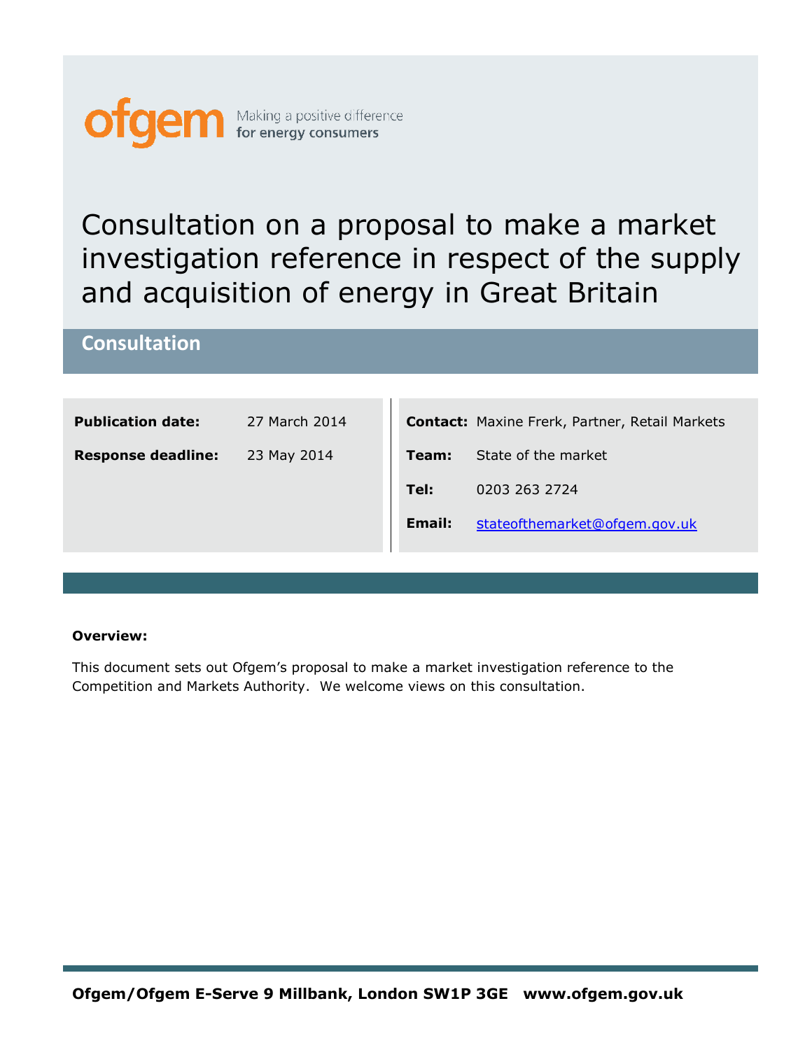ofgem Making a positive difference for energy consumers

# Consultation on a proposal to make a market investigation reference in respect of the supply and acquisition of energy in Great Britain

## Consultation

| | |
|---|---|
| **Publication date:** | 27 March 2014 |
| **Response deadline:** | 23 May 2014 |

| | |
|---|---|
| **Contact:** | Maxine Frerk, Partner, Retail Markets |
| **Team:** | State of the market |
| **Tel:** | 0203 263 2724 |
| **Email:** | stateofthemarket@ofgem.gov.uk |

**Overview:**

This document sets out Ofgem's proposal to make a market investigation reference to the Competition and Markets Authority. We welcome views on this consultation.

**Ofgem/Ofgem E-Serve 9 Millbank, London SW1P 3GE www.ofgem.gov.uk**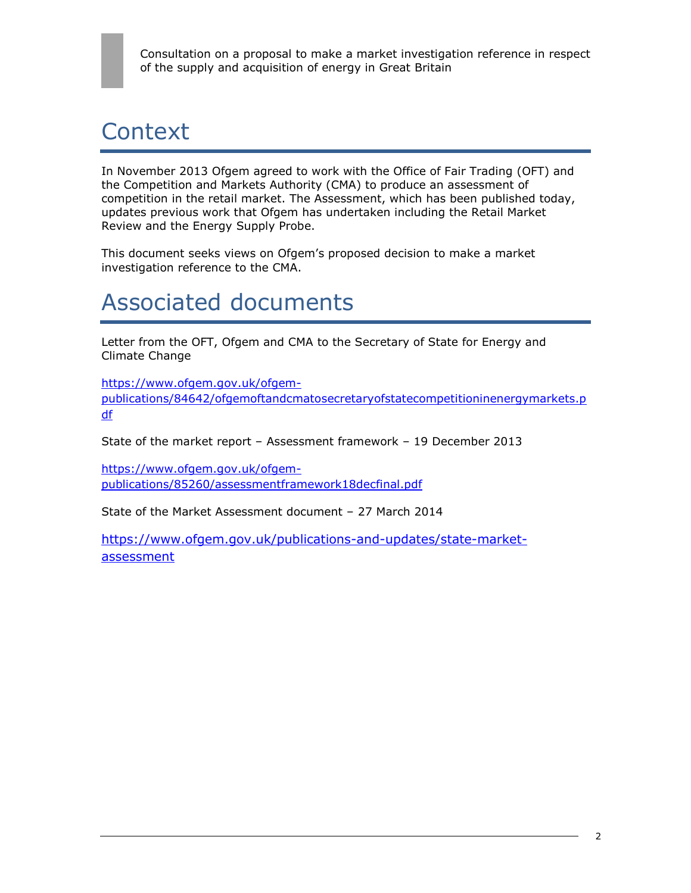# Context

In November 2013 Ofgem agreed to work with the Office of Fair Trading (OFT) and the Competition and Markets Authority (CMA) to produce an assessment of competition in the retail market. The Assessment, which has been published today, updates previous work that Ofgem has undertaken including the Retail Market Review and the Energy Supply Probe.

This document seeks views on Ofgem's proposed decision to make a market investigation reference to the CMA.

# Associated documents

Letter from the OFT, Ofgem and CMA to the Secretary of State for Energy and Climate Change

https://www.ofgem.gov.uk/ofgem-publications/84642/ofgemoftandcmatosecretaryofstatecompetitioninenergymarkets.pdf

State of the market report – Assessment framework – 19 December 2013

https://www.ofgem.gov.uk/ofgem-publications/85260/assessmentframework18decfinal.pdf

State of the Market Assessment document – 27 March 2014

https://www.ofgem.gov.uk/publications-and-updates/state-market-assessment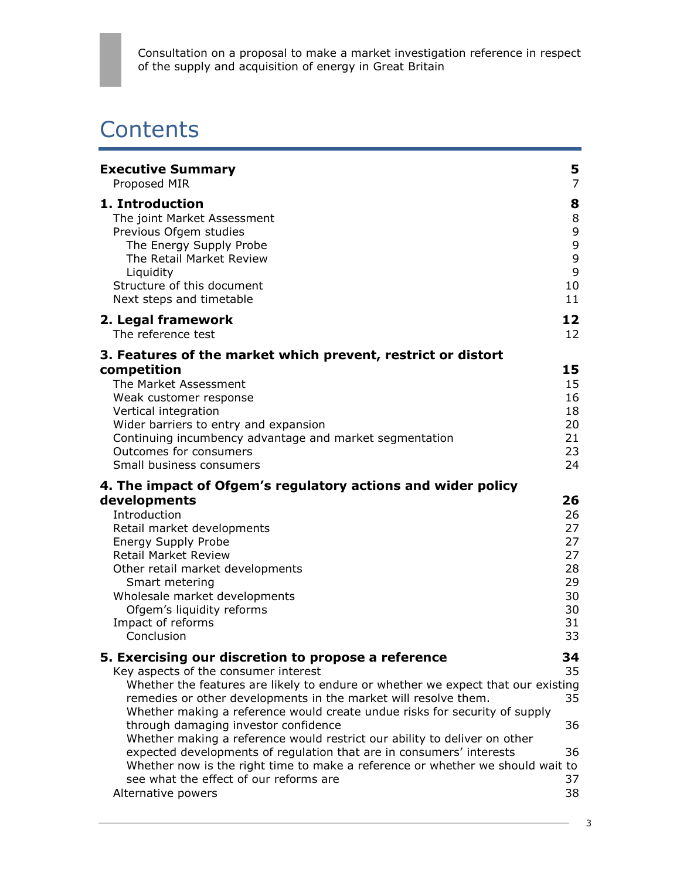# Contents

| | |
|---|---|
| **Executive Summary** | **5** |
| Proposed MIR | 7 |
| **1. Introduction** | **8** |
| The joint Market Assessment | 8 |
| Previous Ofgem studies | 9 |
| The Energy Supply Probe | 9 |
| The Retail Market Review | 9 |
| Liquidity | 9 |
| Structure of this document | 10 |
| Next steps and timetable | 11 |
| **2. Legal framework** | **12** |
| The reference test | 12 |
| **3. Features of the market which prevent, restrict or distort competition** | **15** |
| The Market Assessment | 15 |
| Weak customer response | 16 |
| Vertical integration | 18 |
| Wider barriers to entry and expansion | 20 |
| Continuing incumbency advantage and market segmentation | 21 |
| Outcomes for consumers | 23 |
| Small business consumers | 24 |
| **4. The impact of Ofgem's regulatory actions and wider policy developments** | **26** |
| Introduction | 26 |
| Retail market developments | 27 |
| Energy Supply Probe | 27 |
| Retail Market Review | 27 |
| Other retail market developments | 28 |
| Smart metering | 29 |
| Wholesale market developments | 30 |
| Ofgem's liquidity reforms | 30 |
| Impact of reforms | 31 |
| Conclusion | 33 |
| **5. Exercising our discretion to propose a reference** | **34** |
| Key aspects of the consumer interest | 35 |
| Whether the features are likely to endure or whether we expect that our existing remedies or other developments in the market will resolve them. | 35 |
| Whether making a reference would create undue risks for security of supply through damaging investor confidence | 36 |
| Whether making a reference would restrict our ability to deliver on other expected developments of regulation that are in consumers' interests | 36 |
| Whether now is the right time to make a reference or whether we should wait to see what the effect of our reforms are | 37 |
| Alternative powers | 38 |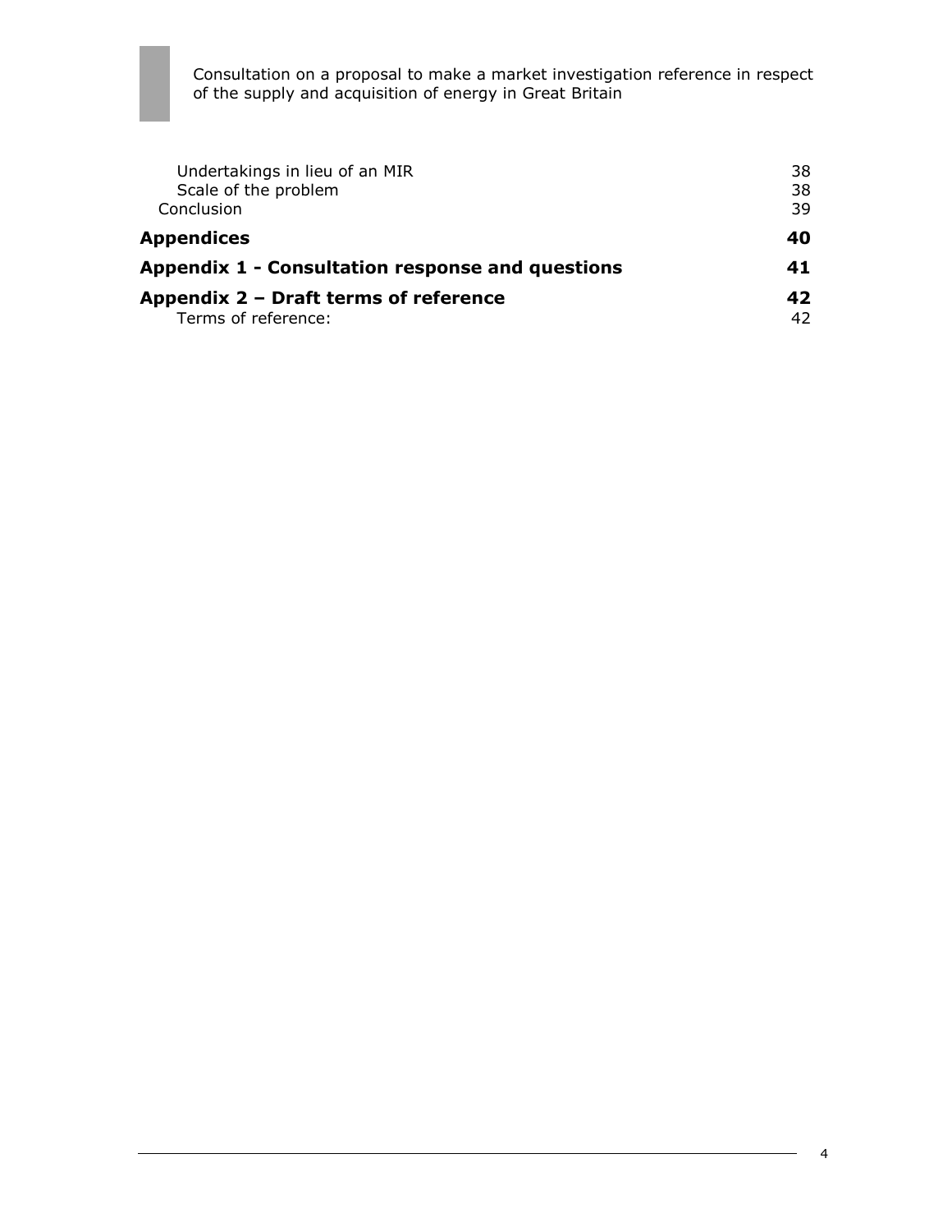Undertakings in lieu of an MIR 38
Scale of the problem 38
Conclusion 39

**Appendices 40**

**Appendix 1 - Consultation response and questions 41**

**Appendix 2 – Draft terms of reference 42**

Terms of reference: 42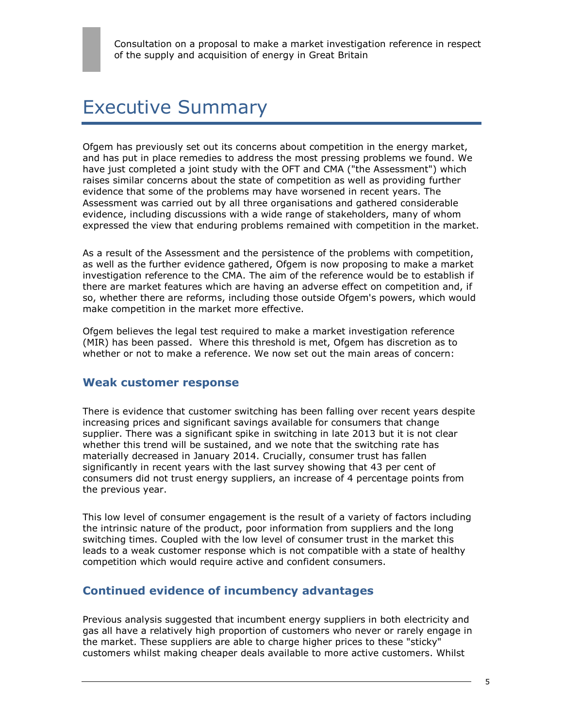# Executive Summary

Ofgem has previously set out its concerns about competition in the energy market, and has put in place remedies to address the most pressing problems we found. We have just completed a joint study with the OFT and CMA ("the Assessment") which raises similar concerns about the state of competition as well as providing further evidence that some of the problems may have worsened in recent years. The Assessment was carried out by all three organisations and gathered considerable evidence, including discussions with a wide range of stakeholders, many of whom expressed the view that enduring problems remained with competition in the market.

As a result of the Assessment and the persistence of the problems with competition, as well as the further evidence gathered, Ofgem is now proposing to make a market investigation reference to the CMA. The aim of the reference would be to establish if there are market features which are having an adverse effect on competition and, if so, whether there are reforms, including those outside Ofgem's powers, which would make competition in the market more effective.

Ofgem believes the legal test required to make a market investigation reference (MIR) has been passed. Where this threshold is met, Ofgem has discretion as to whether or not to make a reference. We now set out the main areas of concern:

## Weak customer response

There is evidence that customer switching has been falling over recent years despite increasing prices and significant savings available for consumers that change supplier. There was a significant spike in switching in late 2013 but it is not clear whether this trend will be sustained, and we note that the switching rate has materially decreased in January 2014. Crucially, consumer trust has fallen significantly in recent years with the last survey showing that 43 per cent of consumers did not trust energy suppliers, an increase of 4 percentage points from the previous year.

This low level of consumer engagement is the result of a variety of factors including the intrinsic nature of the product, poor information from suppliers and the long switching times. Coupled with the low level of consumer trust in the market this leads to a weak customer response which is not compatible with a state of healthy competition which would require active and confident consumers.

## Continued evidence of incumbency advantages

Previous analysis suggested that incumbent energy suppliers in both electricity and gas all have a relatively high proportion of customers who never or rarely engage in the market. These suppliers are able to charge higher prices to these "sticky" customers whilst making cheaper deals available to more active customers. Whilst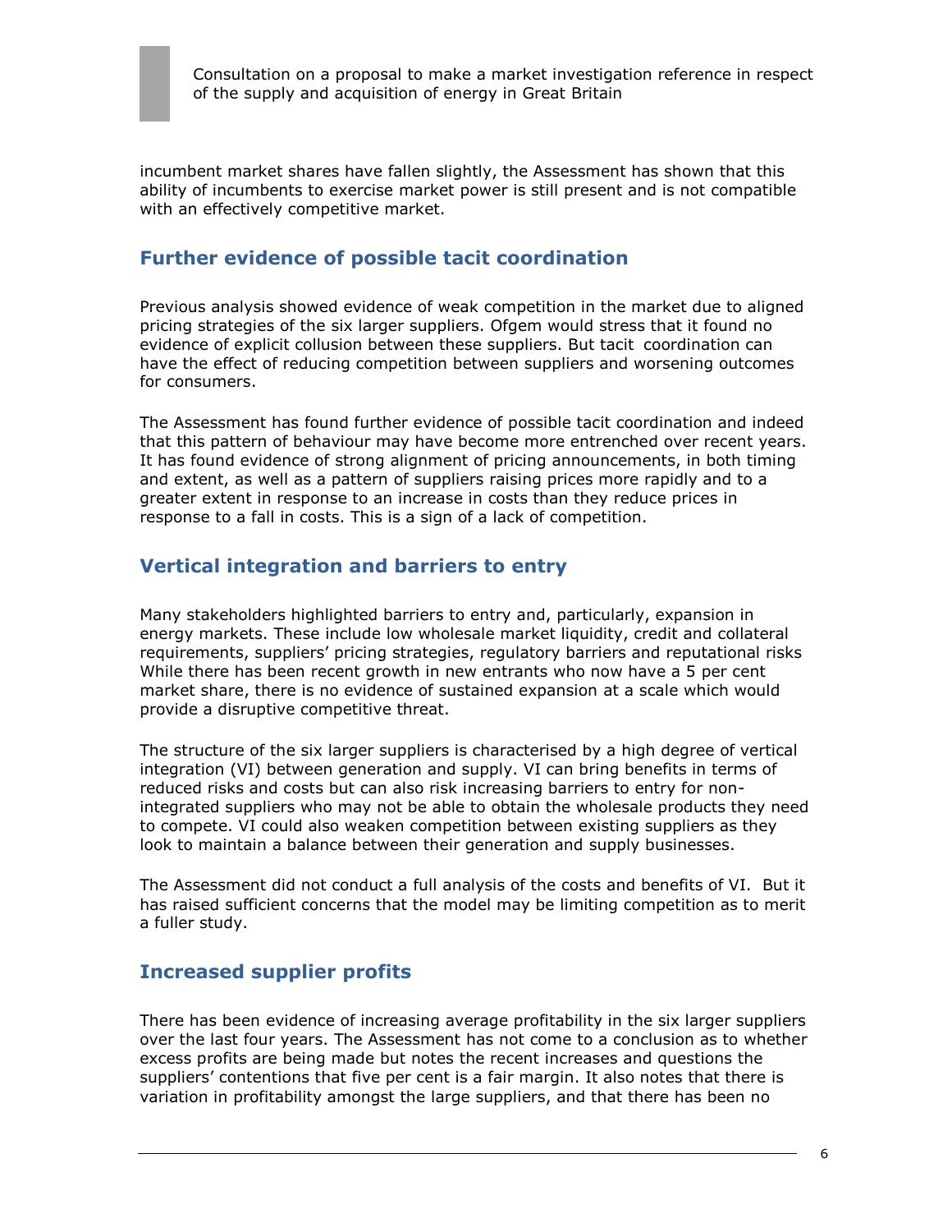incumbent market shares have fallen slightly, the Assessment has shown that this ability of incumbents to exercise market power is still present and is not compatible with an effectively competitive market.

## Further evidence of possible tacit coordination

Previous analysis showed evidence of weak competition in the market due to aligned pricing strategies of the six larger suppliers. Ofgem would stress that it found no evidence of explicit collusion between these suppliers. But tacit coordination can have the effect of reducing competition between suppliers and worsening outcomes for consumers.

The Assessment has found further evidence of possible tacit coordination and indeed that this pattern of behaviour may have become more entrenched over recent years. It has found evidence of strong alignment of pricing announcements, in both timing and extent, as well as a pattern of suppliers raising prices more rapidly and to a greater extent in response to an increase in costs than they reduce prices in response to a fall in costs. This is a sign of a lack of competition.

## Vertical integration and barriers to entry

Many stakeholders highlighted barriers to entry and, particularly, expansion in energy markets. These include low wholesale market liquidity, credit and collateral requirements, suppliers' pricing strategies, regulatory barriers and reputational risks While there has been recent growth in new entrants who now have a 5 per cent market share, there is no evidence of sustained expansion at a scale which would provide a disruptive competitive threat.

The structure of the six larger suppliers is characterised by a high degree of vertical integration (VI) between generation and supply. VI can bring benefits in terms of reduced risks and costs but can also risk increasing barriers to entry for non-integrated suppliers who may not be able to obtain the wholesale products they need to compete. VI could also weaken competition between existing suppliers as they look to maintain a balance between their generation and supply businesses.

The Assessment did not conduct a full analysis of the costs and benefits of VI. But it has raised sufficient concerns that the model may be limiting competition as to merit a fuller study.

## Increased supplier profits

There has been evidence of increasing average profitability in the six larger suppliers over the last four years. The Assessment has not come to a conclusion as to whether excess profits are being made but notes the recent increases and questions the suppliers' contentions that five per cent is a fair margin. It also notes that there is variation in profitability amongst the large suppliers, and that there has been no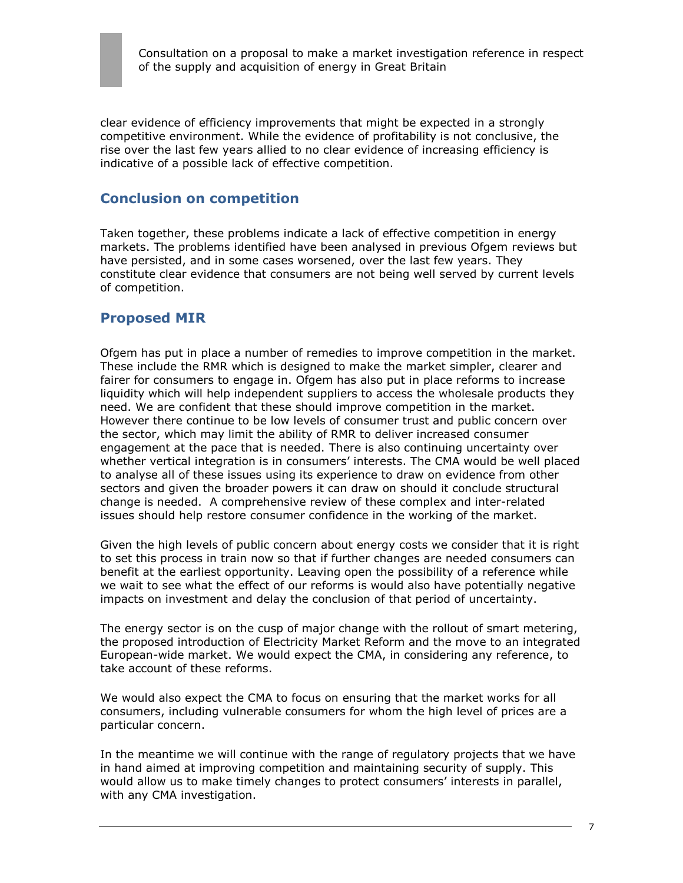clear evidence of efficiency improvements that might be expected in a strongly competitive environment. While the evidence of profitability is not conclusive, the rise over the last few years allied to no clear evidence of increasing efficiency is indicative of a possible lack of effective competition.

## Conclusion on competition

Taken together, these problems indicate a lack of effective competition in energy markets. The problems identified have been analysed in previous Ofgem reviews but have persisted, and in some cases worsened, over the last few years. They constitute clear evidence that consumers are not being well served by current levels of competition.

## Proposed MIR

Ofgem has put in place a number of remedies to improve competition in the market. These include the RMR which is designed to make the market simpler, clearer and fairer for consumers to engage in. Ofgem has also put in place reforms to increase liquidity which will help independent suppliers to access the wholesale products they need. We are confident that these should improve competition in the market. However there continue to be low levels of consumer trust and public concern over the sector, which may limit the ability of RMR to deliver increased consumer engagement at the pace that is needed. There is also continuing uncertainty over whether vertical integration is in consumers' interests. The CMA would be well placed to analyse all of these issues using its experience to draw on evidence from other sectors and given the broader powers it can draw on should it conclude structural change is needed. A comprehensive review of these complex and inter-related issues should help restore consumer confidence in the working of the market.

Given the high levels of public concern about energy costs we consider that it is right to set this process in train now so that if further changes are needed consumers can benefit at the earliest opportunity. Leaving open the possibility of a reference while we wait to see what the effect of our reforms is would also have potentially negative impacts on investment and delay the conclusion of that period of uncertainty.

The energy sector is on the cusp of major change with the rollout of smart metering, the proposed introduction of Electricity Market Reform and the move to an integrated European-wide market. We would expect the CMA, in considering any reference, to take account of these reforms.

We would also expect the CMA to focus on ensuring that the market works for all consumers, including vulnerable consumers for whom the high level of prices are a particular concern.

In the meantime we will continue with the range of regulatory projects that we have in hand aimed at improving competition and maintaining security of supply. This would allow us to make timely changes to protect consumers' interests in parallel, with any CMA investigation.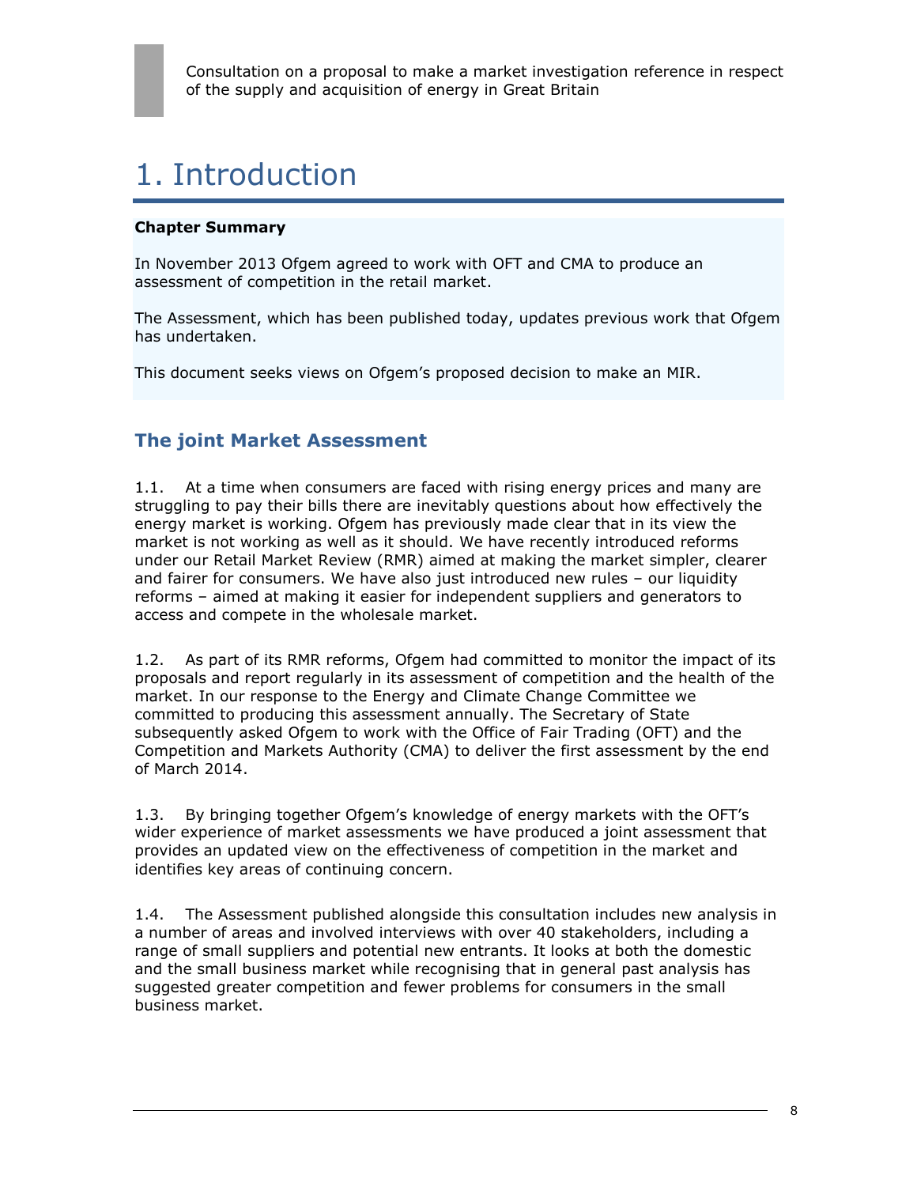# 1. Introduction

**Chapter Summary**

In November 2013 Ofgem agreed to work with OFT and CMA to produce an assessment of competition in the retail market.

The Assessment, which has been published today, updates previous work that Ofgem has undertaken.

This document seeks views on Ofgem's proposed decision to make an MIR.

## The joint Market Assessment

1.1. At a time when consumers are faced with rising energy prices and many are struggling to pay their bills there are inevitably questions about how effectively the energy market is working. Ofgem has previously made clear that in its view the market is not working as well as it should. We have recently introduced reforms under our Retail Market Review (RMR) aimed at making the market simpler, clearer and fairer for consumers. We have also just introduced new rules – our liquidity reforms – aimed at making it easier for independent suppliers and generators to access and compete in the wholesale market.

1.2. As part of its RMR reforms, Ofgem had committed to monitor the impact of its proposals and report regularly in its assessment of competition and the health of the market. In our response to the Energy and Climate Change Committee we committed to producing this assessment annually. The Secretary of State subsequently asked Ofgem to work with the Office of Fair Trading (OFT) and the Competition and Markets Authority (CMA) to deliver the first assessment by the end of March 2014.

1.3. By bringing together Ofgem's knowledge of energy markets with the OFT's wider experience of market assessments we have produced a joint assessment that provides an updated view on the effectiveness of competition in the market and identifies key areas of continuing concern.

1.4. The Assessment published alongside this consultation includes new analysis in a number of areas and involved interviews with over 40 stakeholders, including a range of small suppliers and potential new entrants. It looks at both the domestic and the small business market while recognising that in general past analysis has suggested greater competition and fewer problems for consumers in the small business market.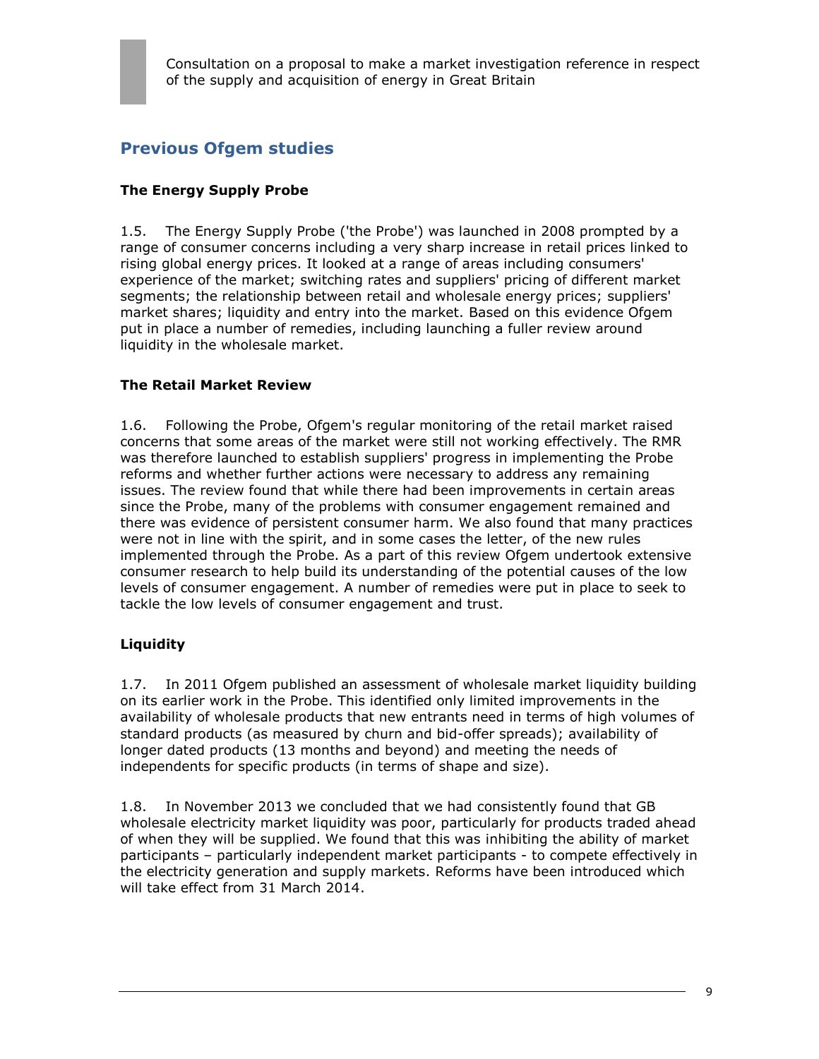## Previous Ofgem studies

### The Energy Supply Probe

1.5. The Energy Supply Probe ('the Probe') was launched in 2008 prompted by a range of consumer concerns including a very sharp increase in retail prices linked to rising global energy prices. It looked at a range of areas including consumers' experience of the market; switching rates and suppliers' pricing of different market segments; the relationship between retail and wholesale energy prices; suppliers' market shares; liquidity and entry into the market. Based on this evidence Ofgem put in place a number of remedies, including launching a fuller review around liquidity in the wholesale market.

### The Retail Market Review

1.6. Following the Probe, Ofgem's regular monitoring of the retail market raised concerns that some areas of the market were still not working effectively. The RMR was therefore launched to establish suppliers' progress in implementing the Probe reforms and whether further actions were necessary to address any remaining issues. The review found that while there had been improvements in certain areas since the Probe, many of the problems with consumer engagement remained and there was evidence of persistent consumer harm. We also found that many practices were not in line with the spirit, and in some cases the letter, of the new rules implemented through the Probe. As a part of this review Ofgem undertook extensive consumer research to help build its understanding of the potential causes of the low levels of consumer engagement. A number of remedies were put in place to seek to tackle the low levels of consumer engagement and trust.

### Liquidity

1.7. In 2011 Ofgem published an assessment of wholesale market liquidity building on its earlier work in the Probe. This identified only limited improvements in the availability of wholesale products that new entrants need in terms of high volumes of standard products (as measured by churn and bid-offer spreads); availability of longer dated products (13 months and beyond) and meeting the needs of independents for specific products (in terms of shape and size).

1.8. In November 2013 we concluded that we had consistently found that GB wholesale electricity market liquidity was poor, particularly for products traded ahead of when they will be supplied. We found that this was inhibiting the ability of market participants – particularly independent market participants - to compete effectively in the electricity generation and supply markets. Reforms have been introduced which will take effect from 31 March 2014.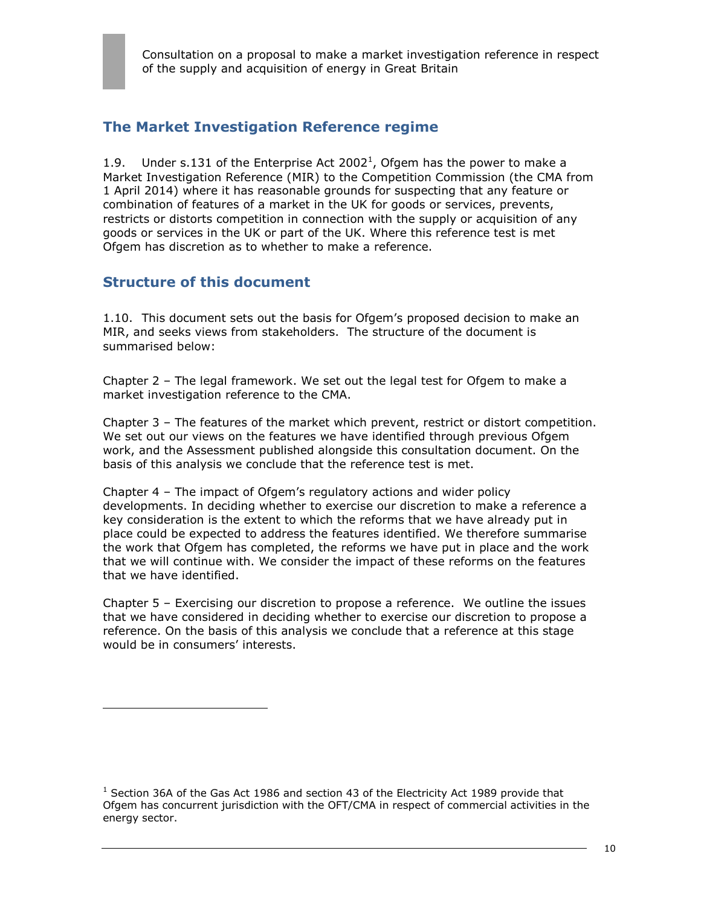## The Market Investigation Reference regime

1.9. Under s.131 of the Enterprise Act 2002[1], Ofgem has the power to make a Market Investigation Reference (MIR) to the Competition Commission (the CMA from 1 April 2014) where it has reasonable grounds for suspecting that any feature or combination of features of a market in the UK for goods or services, prevents, restricts or distorts competition in connection with the supply or acquisition of any goods or services in the UK or part of the UK. Where this reference test is met Ofgem has discretion as to whether to make a reference.

## Structure of this document

1.10. This document sets out the basis for Ofgem's proposed decision to make an MIR, and seeks views from stakeholders. The structure of the document is summarised below:

Chapter 2 – The legal framework. We set out the legal test for Ofgem to make a market investigation reference to the CMA.

Chapter 3 – The features of the market which prevent, restrict or distort competition. We set out our views on the features we have identified through previous Ofgem work, and the Assessment published alongside this consultation document. On the basis of this analysis we conclude that the reference test is met.

Chapter 4 – The impact of Ofgem's regulatory actions and wider policy developments. In deciding whether to exercise our discretion to make a reference a key consideration is the extent to which the reforms that we have already put in place could be expected to address the features identified. We therefore summarise the work that Ofgem has completed, the reforms we have put in place and the work that we will continue with. We consider the impact of these reforms on the features that we have identified.

Chapter 5 – Exercising our discretion to propose a reference. We outline the issues that we have considered in deciding whether to exercise our discretion to propose a reference. On the basis of this analysis we conclude that a reference at this stage would be in consumers' interests.

---

[1] Section 36A of the Gas Act 1986 and section 43 of the Electricity Act 1989 provide that Ofgem has concurrent jurisdiction with the OFT/CMA in respect of commercial activities in the energy sector.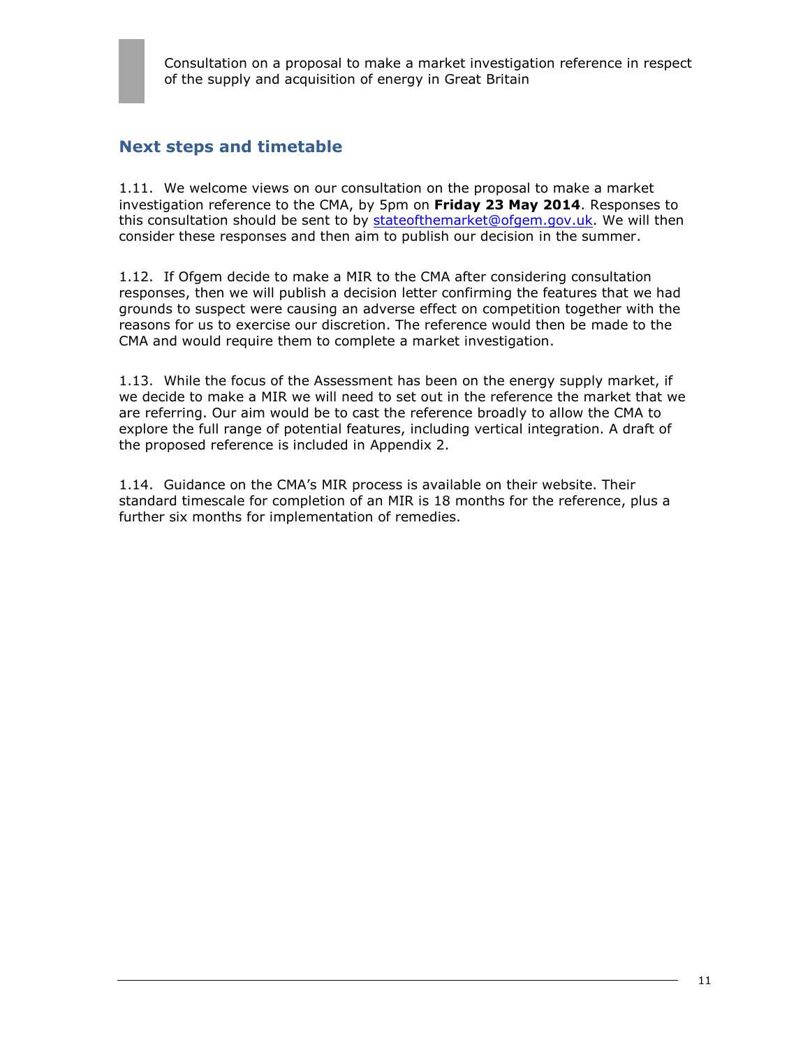## Next steps and timetable

1.11. We welcome views on our consultation on the proposal to make a market investigation reference to the CMA, by 5pm on **Friday 23 May 2014**. Responses to this consultation should be sent to by stateofthemarket@ofgem.gov.uk. We will then consider these responses and then aim to publish our decision in the summer.

1.12. If Ofgem decide to make a MIR to the CMA after considering consultation responses, then we will publish a decision letter confirming the features that we had grounds to suspect were causing an adverse effect on competition together with the reasons for us to exercise our discretion. The reference would then be made to the CMA and would require them to complete a market investigation.

1.13. While the focus of the Assessment has been on the energy supply market, if we decide to make a MIR we will need to set out in the reference the market that we are referring. Our aim would be to cast the reference broadly to allow the CMA to explore the full range of potential features, including vertical integration. A draft of the proposed reference is included in Appendix 2.

1.14. Guidance on the CMA's MIR process is available on their website. Their standard timescale for completion of an MIR is 18 months for the reference, plus a further six months for implementation of remedies.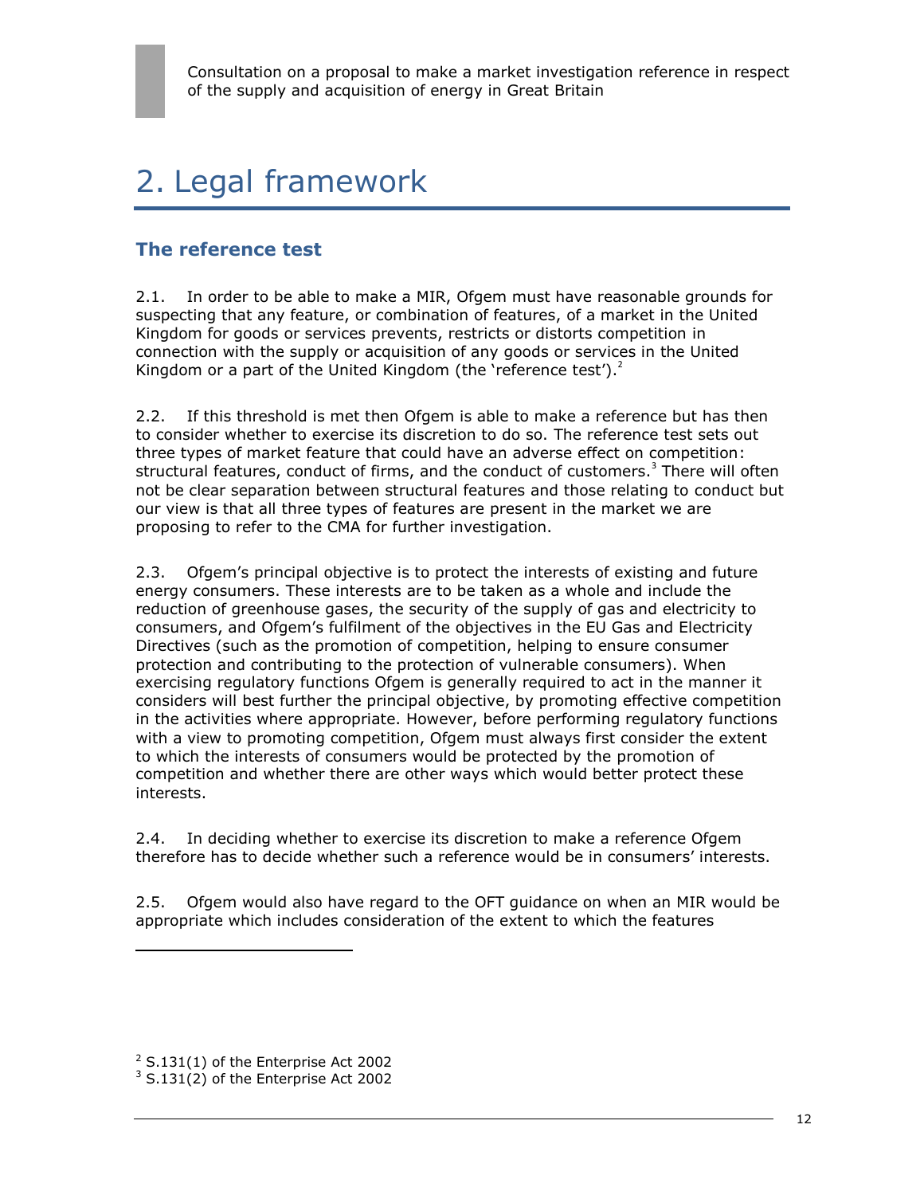# 2. Legal framework

## The reference test

2.1. In order to be able to make a MIR, Ofgem must have reasonable grounds for suspecting that any feature, or combination of features, of a market in the United Kingdom for goods or services prevents, restricts or distorts competition in connection with the supply or acquisition of any goods or services in the United Kingdom or a part of the United Kingdom (the 'reference test').[2]

2.2. If this threshold is met then Ofgem is able to make a reference but has then to consider whether to exercise its discretion to do so. The reference test sets out three types of market feature that could have an adverse effect on competition: structural features, conduct of firms, and the conduct of customers.[3] There will often not be clear separation between structural features and those relating to conduct but our view is that all three types of features are present in the market we are proposing to refer to the CMA for further investigation.

2.3. Ofgem's principal objective is to protect the interests of existing and future energy consumers. These interests are to be taken as a whole and include the reduction of greenhouse gases, the security of the supply of gas and electricity to consumers, and Ofgem's fulfilment of the objectives in the EU Gas and Electricity Directives (such as the promotion of competition, helping to ensure consumer protection and contributing to the protection of vulnerable consumers). When exercising regulatory functions Ofgem is generally required to act in the manner it considers will best further the principal objective, by promoting effective competition in the activities where appropriate. However, before performing regulatory functions with a view to promoting competition, Ofgem must always first consider the extent to which the interests of consumers would be protected by the promotion of competition and whether there are other ways which would better protect these interests.

2.4. In deciding whether to exercise its discretion to make a reference Ofgem therefore has to decide whether such a reference would be in consumers' interests.

2.5. Ofgem would also have regard to the OFT guidance on when an MIR would be appropriate which includes consideration of the extent to which the features

---

[2] S.131(1) of the Enterprise Act 2002

[3] S.131(2) of the Enterprise Act 2002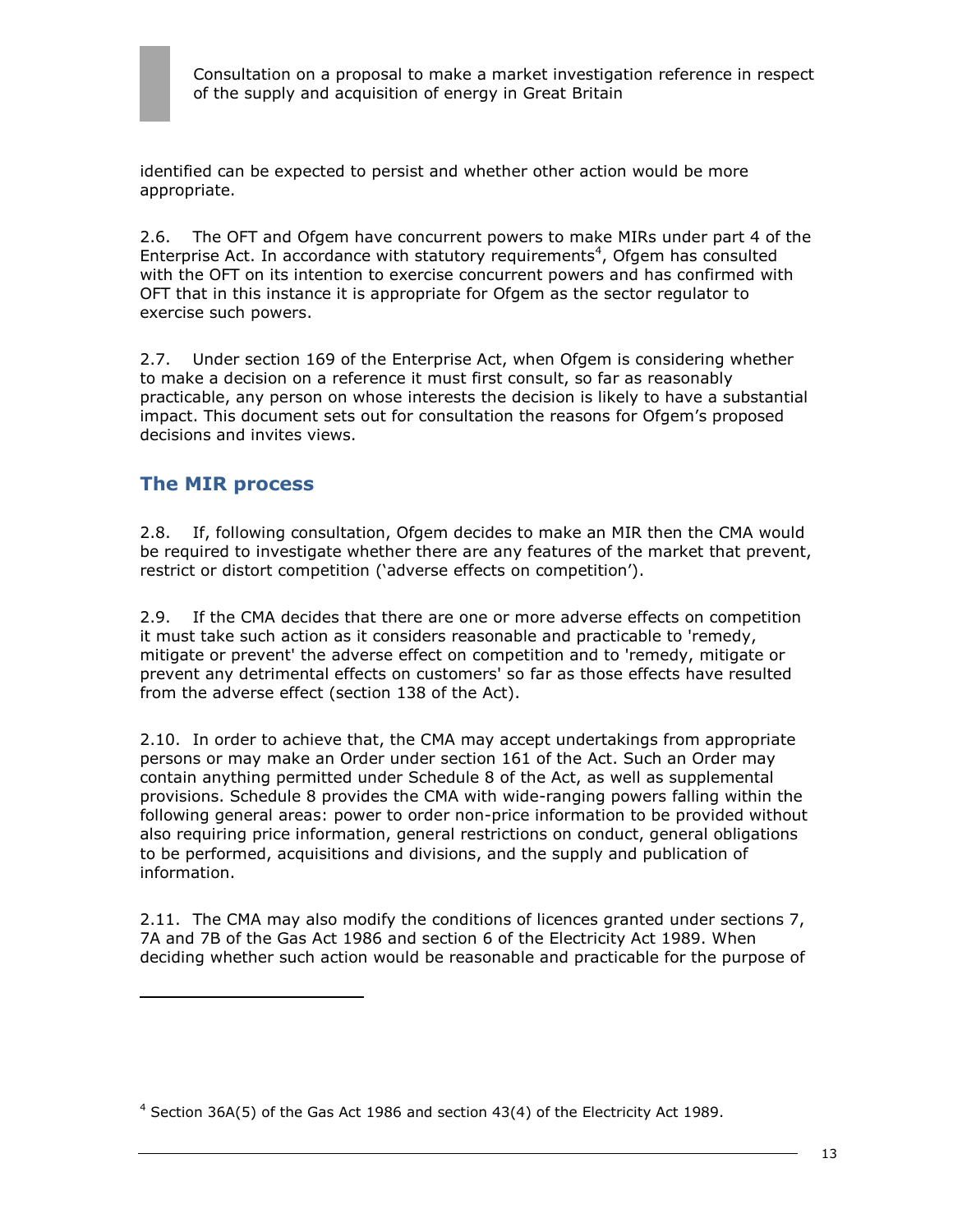identified can be expected to persist and whether other action would be more appropriate.

2.6. The OFT and Ofgem have concurrent powers to make MIRs under part 4 of the Enterprise Act. In accordance with statutory requirements[4], Ofgem has consulted with the OFT on its intention to exercise concurrent powers and has confirmed with OFT that in this instance it is appropriate for Ofgem as the sector regulator to exercise such powers.

2.7. Under section 169 of the Enterprise Act, when Ofgem is considering whether to make a decision on a reference it must first consult, so far as reasonably practicable, any person on whose interests the decision is likely to have a substantial impact. This document sets out for consultation the reasons for Ofgem's proposed decisions and invites views.

## The MIR process

2.8. If, following consultation, Ofgem decides to make an MIR then the CMA would be required to investigate whether there are any features of the market that prevent, restrict or distort competition ('adverse effects on competition').

2.9. If the CMA decides that there are one or more adverse effects on competition it must take such action as it considers reasonable and practicable to 'remedy, mitigate or prevent' the adverse effect on competition and to 'remedy, mitigate or prevent any detrimental effects on customers' so far as those effects have resulted from the adverse effect (section 138 of the Act).

2.10. In order to achieve that, the CMA may accept undertakings from appropriate persons or may make an Order under section 161 of the Act. Such an Order may contain anything permitted under Schedule 8 of the Act, as well as supplemental provisions. Schedule 8 provides the CMA with wide-ranging powers falling within the following general areas: power to order non-price information to be provided without also requiring price information, general restrictions on conduct, general obligations to be performed, acquisitions and divisions, and the supply and publication of information.

2.11. The CMA may also modify the conditions of licences granted under sections 7, 7A and 7B of the Gas Act 1986 and section 6 of the Electricity Act 1989. When deciding whether such action would be reasonable and practicable for the purpose of

[4] Section 36A(5) of the Gas Act 1986 and section 43(4) of the Electricity Act 1989.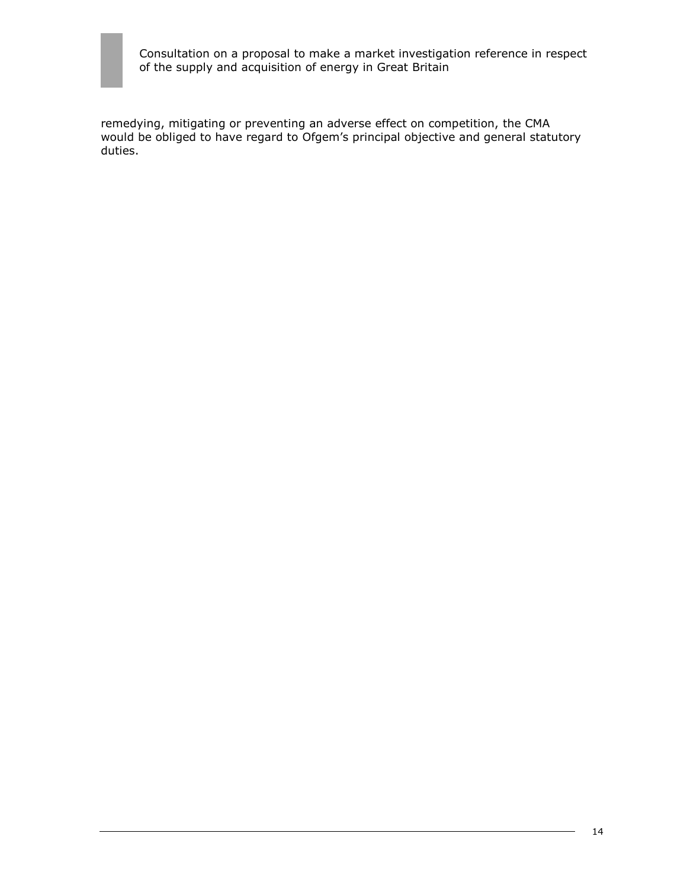remedying, mitigating or preventing an adverse effect on competition, the CMA would be obliged to have regard to Ofgem's principal objective and general statutory duties.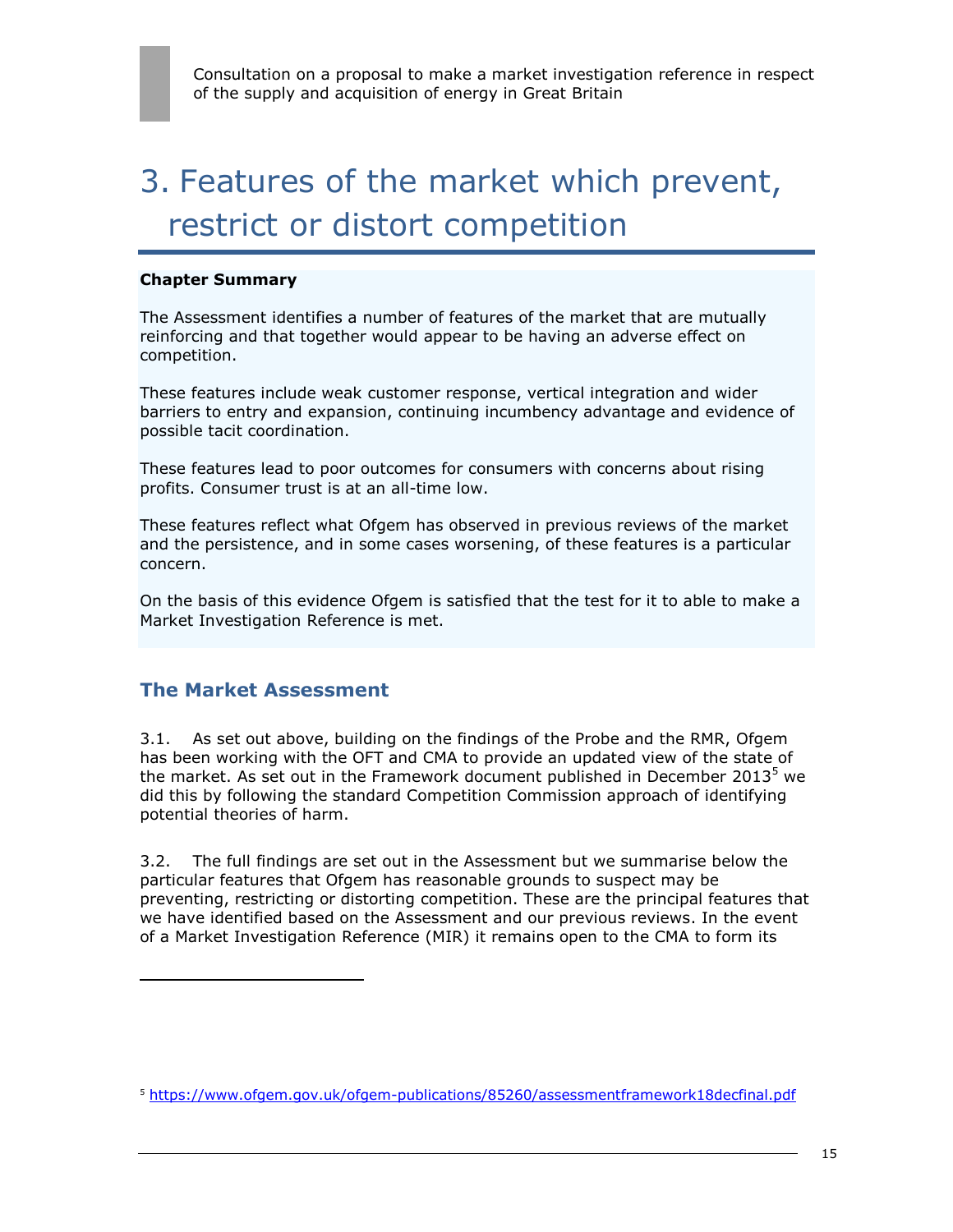# 3. Features of the market which prevent, restrict or distort competition

**Chapter Summary**

The Assessment identifies a number of features of the market that are mutually reinforcing and that together would appear to be having an adverse effect on competition.

These features include weak customer response, vertical integration and wider barriers to entry and expansion, continuing incumbency advantage and evidence of possible tacit coordination.

These features lead to poor outcomes for consumers with concerns about rising profits. Consumer trust is at an all-time low.

These features reflect what Ofgem has observed in previous reviews of the market and the persistence, and in some cases worsening, of these features is a particular concern.

On the basis of this evidence Ofgem is satisfied that the test for it to able to make a Market Investigation Reference is met.

## The Market Assessment

3.1. As set out above, building on the findings of the Probe and the RMR, Ofgem has been working with the OFT and CMA to provide an updated view of the state of the market. As set out in the Framework document published in December 2013[5] we did this by following the standard Competition Commission approach of identifying potential theories of harm.

3.2. The full findings are set out in the Assessment but we summarise below the particular features that Ofgem has reasonable grounds to suspect may be preventing, restricting or distorting competition. These are the principal features that we have identified based on the Assessment and our previous reviews. In the event of a Market Investigation Reference (MIR) it remains open to the CMA to form its

---

[5] https://www.ofgem.gov.uk/ofgem-publications/85260/assessmentframework18decfinal.pdf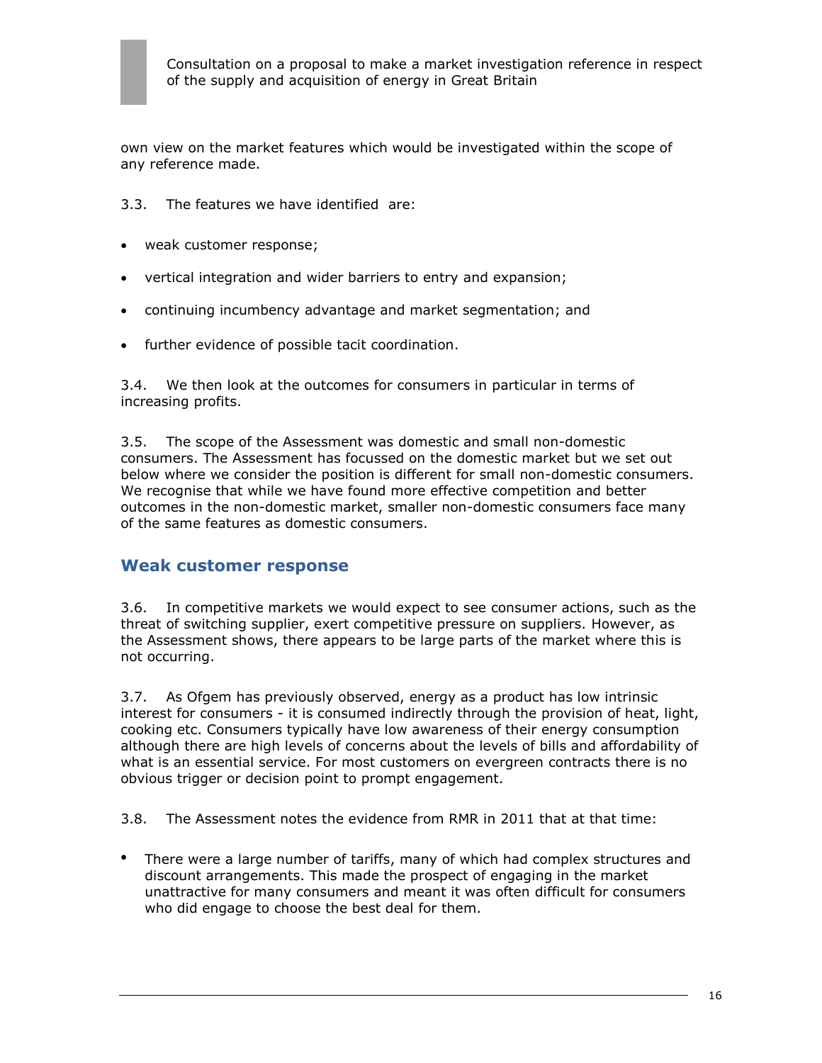own view on the market features which would be investigated within the scope of any reference made.

3.3. The features we have identified are:

- weak customer response;
- vertical integration and wider barriers to entry and expansion;
- continuing incumbency advantage and market segmentation; and
- further evidence of possible tacit coordination.

3.4. We then look at the outcomes for consumers in particular in terms of increasing profits.

3.5. The scope of the Assessment was domestic and small non-domestic consumers. The Assessment has focussed on the domestic market but we set out below where we consider the position is different for small non-domestic consumers. We recognise that while we have found more effective competition and better outcomes in the non-domestic market, smaller non-domestic consumers face many of the same features as domestic consumers.

## Weak customer response

3.6. In competitive markets we would expect to see consumer actions, such as the threat of switching supplier, exert competitive pressure on suppliers. However, as the Assessment shows, there appears to be large parts of the market where this is not occurring.

3.7. As Ofgem has previously observed, energy as a product has low intrinsic interest for consumers - it is consumed indirectly through the provision of heat, light, cooking etc. Consumers typically have low awareness of their energy consumption although there are high levels of concerns about the levels of bills and affordability of what is an essential service. For most customers on evergreen contracts there is no obvious trigger or decision point to prompt engagement.

3.8. The Assessment notes the evidence from RMR in 2011 that at that time:

- There were a large number of tariffs, many of which had complex structures and discount arrangements. This made the prospect of engaging in the market unattractive for many consumers and meant it was often difficult for consumers who did engage to choose the best deal for them.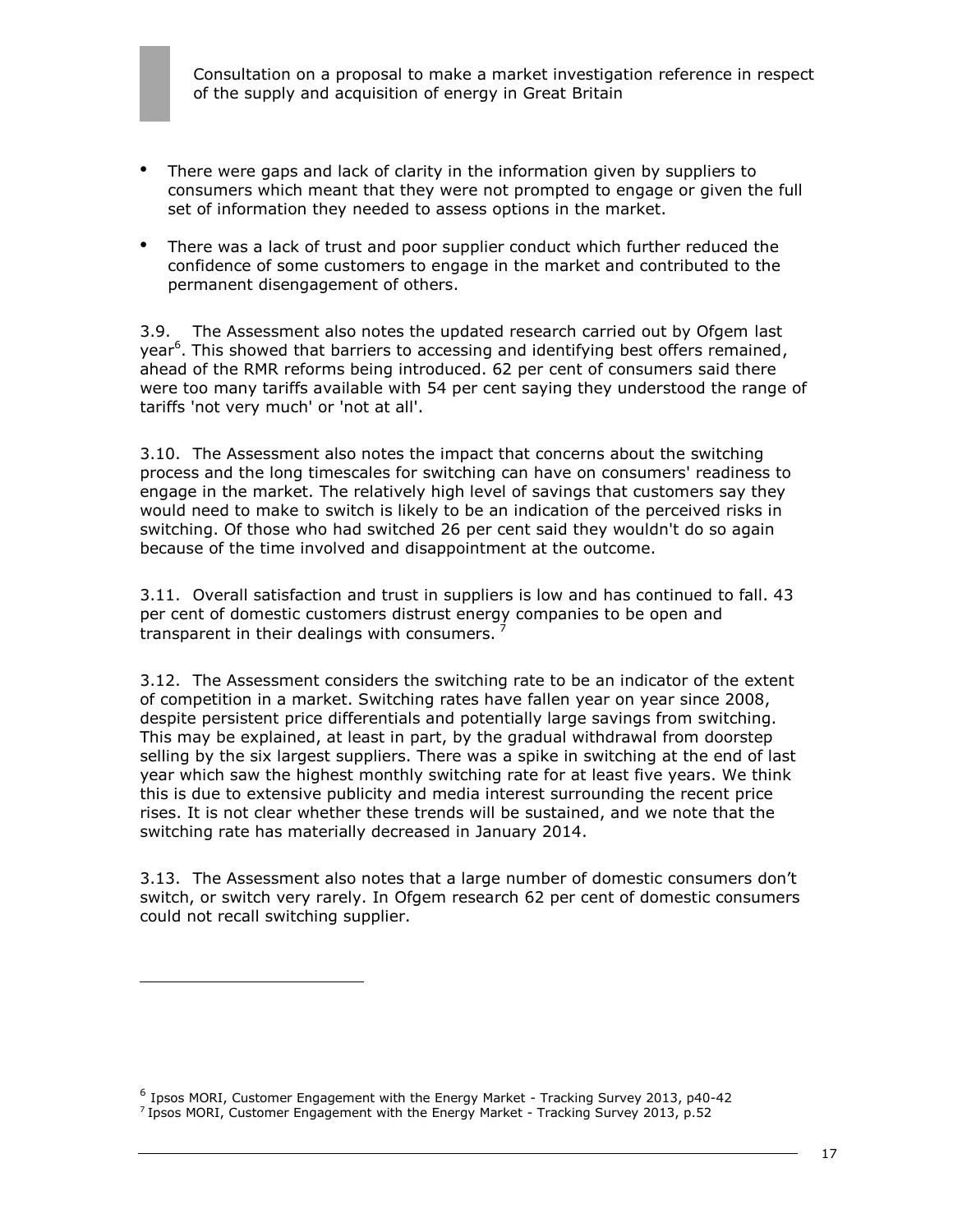- There were gaps and lack of clarity in the information given by suppliers to consumers which meant that they were not prompted to engage or given the full set of information they needed to assess options in the market.
- There was a lack of trust and poor supplier conduct which further reduced the confidence of some customers to engage in the market and contributed to the permanent disengagement of others.

3.9. The Assessment also notes the updated research carried out by Ofgem last year[6]. This showed that barriers to accessing and identifying best offers remained, ahead of the RMR reforms being introduced. 62 per cent of consumers said there were too many tariffs available with 54 per cent saying they understood the range of tariffs 'not very much' or 'not at all'.

3.10. The Assessment also notes the impact that concerns about the switching process and the long timescales for switching can have on consumers' readiness to engage in the market. The relatively high level of savings that customers say they would need to make to switch is likely to be an indication of the perceived risks in switching. Of those who had switched 26 per cent said they wouldn't do so again because of the time involved and disappointment at the outcome.

3.11. Overall satisfaction and trust in suppliers is low and has continued to fall. 43 per cent of domestic customers distrust energy companies to be open and transparent in their dealings with consumers. [7]

3.12. The Assessment considers the switching rate to be an indicator of the extent of competition in a market. Switching rates have fallen year on year since 2008, despite persistent price differentials and potentially large savings from switching. This may be explained, at least in part, by the gradual withdrawal from doorstep selling by the six largest suppliers. There was a spike in switching at the end of last year which saw the highest monthly switching rate for at least five years. We think this is due to extensive publicity and media interest surrounding the recent price rises. It is not clear whether these trends will be sustained, and we note that the switching rate has materially decreased in January 2014.

3.13. The Assessment also notes that a large number of domestic consumers don't switch, or switch very rarely. In Ofgem research 62 per cent of domestic consumers could not recall switching supplier.

---

[6] Ipsos MORI, Customer Engagement with the Energy Market - Tracking Survey 2013, p40-42

[7] Ipsos MORI, Customer Engagement with the Energy Market - Tracking Survey 2013, p.52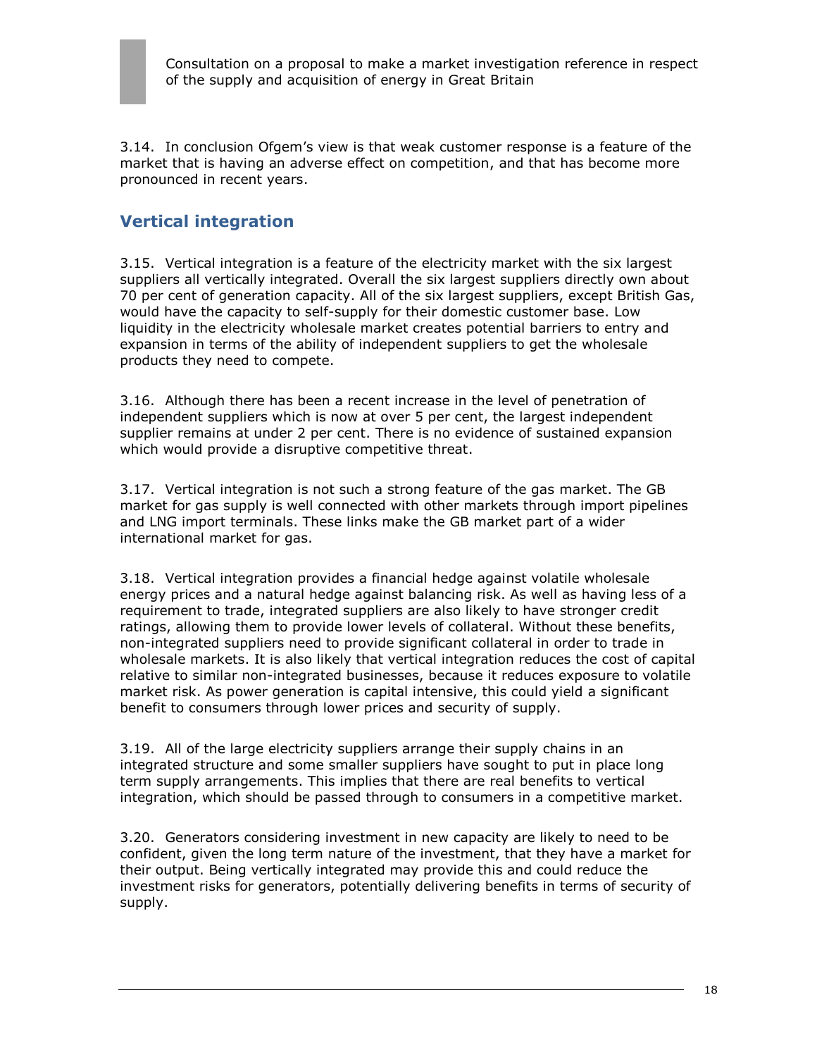3.14. In conclusion Ofgem's view is that weak customer response is a feature of the market that is having an adverse effect on competition, and that has become more pronounced in recent years.

## Vertical integration

3.15. Vertical integration is a feature of the electricity market with the six largest suppliers all vertically integrated. Overall the six largest suppliers directly own about 70 per cent of generation capacity. All of the six largest suppliers, except British Gas, would have the capacity to self-supply for their domestic customer base. Low liquidity in the electricity wholesale market creates potential barriers to entry and expansion in terms of the ability of independent suppliers to get the wholesale products they need to compete.

3.16. Although there has been a recent increase in the level of penetration of independent suppliers which is now at over 5 per cent, the largest independent supplier remains at under 2 per cent. There is no evidence of sustained expansion which would provide a disruptive competitive threat.

3.17. Vertical integration is not such a strong feature of the gas market. The GB market for gas supply is well connected with other markets through import pipelines and LNG import terminals. These links make the GB market part of a wider international market for gas.

3.18. Vertical integration provides a financial hedge against volatile wholesale energy prices and a natural hedge against balancing risk. As well as having less of a requirement to trade, integrated suppliers are also likely to have stronger credit ratings, allowing them to provide lower levels of collateral. Without these benefits, non-integrated suppliers need to provide significant collateral in order to trade in wholesale markets. It is also likely that vertical integration reduces the cost of capital relative to similar non-integrated businesses, because it reduces exposure to volatile market risk. As power generation is capital intensive, this could yield a significant benefit to consumers through lower prices and security of supply.

3.19. All of the large electricity suppliers arrange their supply chains in an integrated structure and some smaller suppliers have sought to put in place long term supply arrangements. This implies that there are real benefits to vertical integration, which should be passed through to consumers in a competitive market.

3.20. Generators considering investment in new capacity are likely to need to be confident, given the long term nature of the investment, that they have a market for their output. Being vertically integrated may provide this and could reduce the investment risks for generators, potentially delivering benefits in terms of security of supply.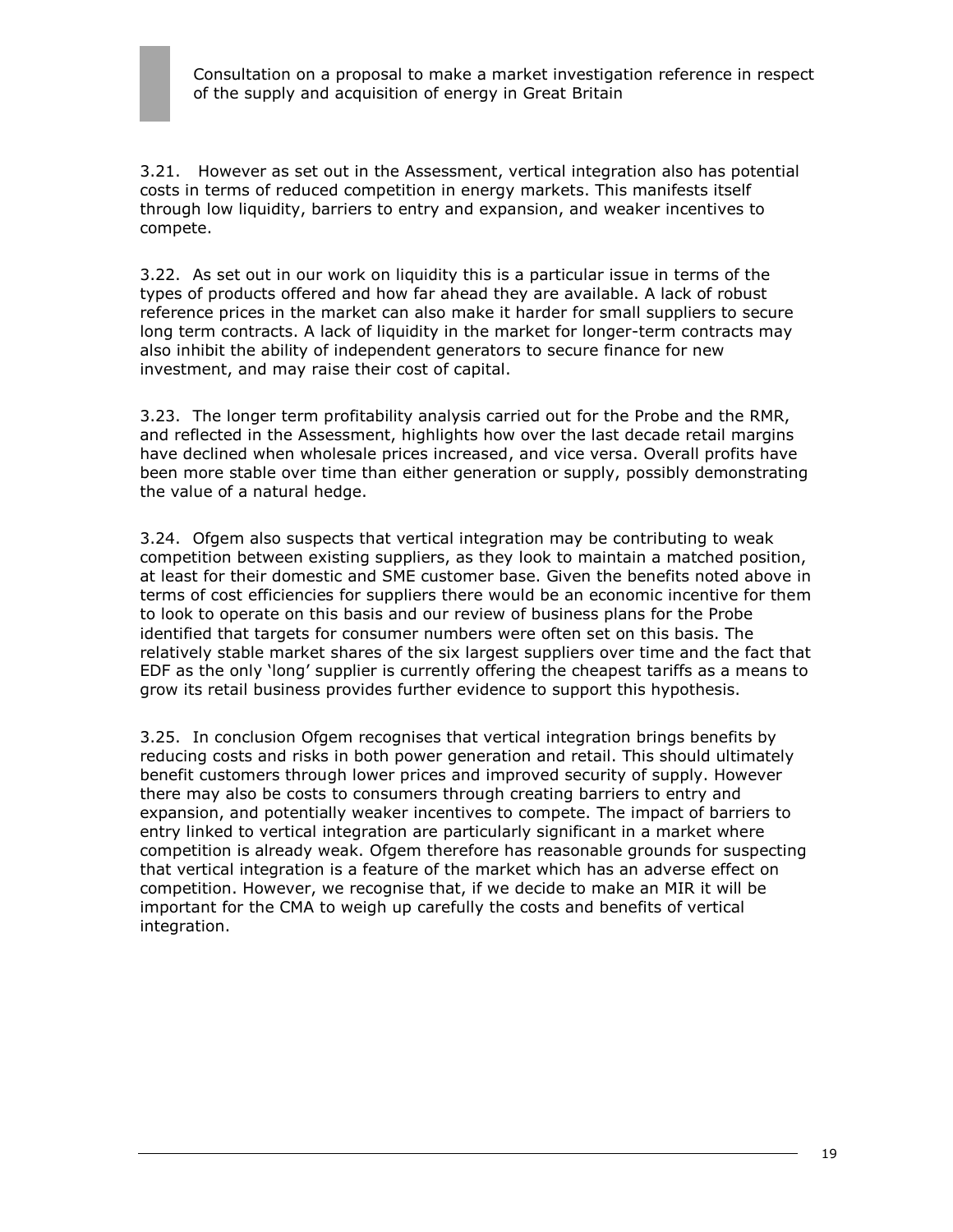3.21. However as set out in the Assessment, vertical integration also has potential costs in terms of reduced competition in energy markets. This manifests itself through low liquidity, barriers to entry and expansion, and weaker incentives to compete.

3.22. As set out in our work on liquidity this is a particular issue in terms of the types of products offered and how far ahead they are available. A lack of robust reference prices in the market can also make it harder for small suppliers to secure long term contracts. A lack of liquidity in the market for longer-term contracts may also inhibit the ability of independent generators to secure finance for new investment, and may raise their cost of capital.

3.23. The longer term profitability analysis carried out for the Probe and the RMR, and reflected in the Assessment, highlights how over the last decade retail margins have declined when wholesale prices increased, and vice versa. Overall profits have been more stable over time than either generation or supply, possibly demonstrating the value of a natural hedge.

3.24. Ofgem also suspects that vertical integration may be contributing to weak competition between existing suppliers, as they look to maintain a matched position, at least for their domestic and SME customer base. Given the benefits noted above in terms of cost efficiencies for suppliers there would be an economic incentive for them to look to operate on this basis and our review of business plans for the Probe identified that targets for consumer numbers were often set on this basis. The relatively stable market shares of the six largest suppliers over time and the fact that EDF as the only 'long' supplier is currently offering the cheapest tariffs as a means to grow its retail business provides further evidence to support this hypothesis.

3.25. In conclusion Ofgem recognises that vertical integration brings benefits by reducing costs and risks in both power generation and retail. This should ultimately benefit customers through lower prices and improved security of supply. However there may also be costs to consumers through creating barriers to entry and expansion, and potentially weaker incentives to compete. The impact of barriers to entry linked to vertical integration are particularly significant in a market where competition is already weak. Ofgem therefore has reasonable grounds for suspecting that vertical integration is a feature of the market which has an adverse effect on competition. However, we recognise that, if we decide to make an MIR it will be important for the CMA to weigh up carefully the costs and benefits of vertical integration.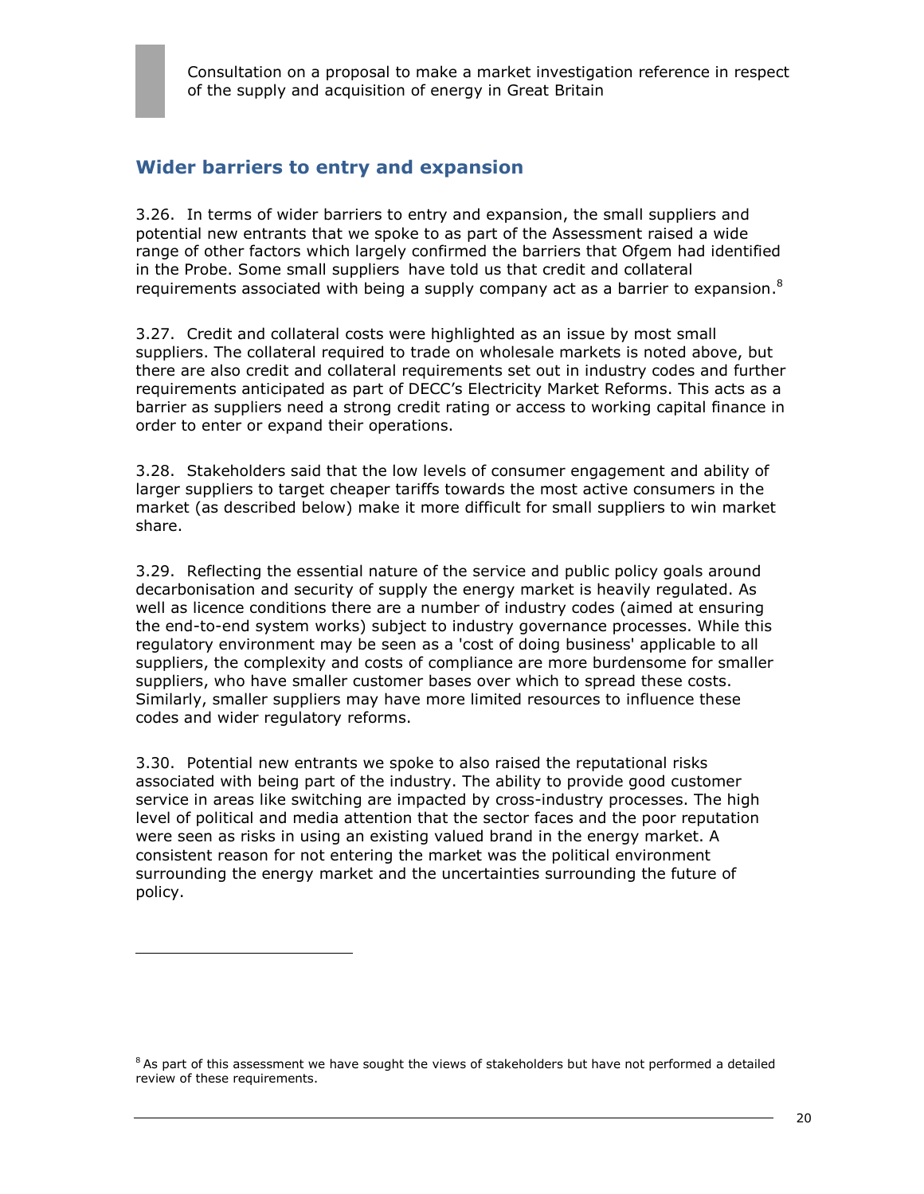## Wider barriers to entry and expansion

3.26. In terms of wider barriers to entry and expansion, the small suppliers and potential new entrants that we spoke to as part of the Assessment raised a wide range of other factors which largely confirmed the barriers that Ofgem had identified in the Probe. Some small suppliers have told us that credit and collateral requirements associated with being a supply company act as a barrier to expansion.[8]

3.27. Credit and collateral costs were highlighted as an issue by most small suppliers. The collateral required to trade on wholesale markets is noted above, but there are also credit and collateral requirements set out in industry codes and further requirements anticipated as part of DECC's Electricity Market Reforms. This acts as a barrier as suppliers need a strong credit rating or access to working capital finance in order to enter or expand their operations.

3.28. Stakeholders said that the low levels of consumer engagement and ability of larger suppliers to target cheaper tariffs towards the most active consumers in the market (as described below) make it more difficult for small suppliers to win market share.

3.29. Reflecting the essential nature of the service and public policy goals around decarbonisation and security of supply the energy market is heavily regulated. As well as licence conditions there are a number of industry codes (aimed at ensuring the end-to-end system works) subject to industry governance processes. While this regulatory environment may be seen as a 'cost of doing business' applicable to all suppliers, the complexity and costs of compliance are more burdensome for smaller suppliers, who have smaller customer bases over which to spread these costs. Similarly, smaller suppliers may have more limited resources to influence these codes and wider regulatory reforms.

3.30. Potential new entrants we spoke to also raised the reputational risks associated with being part of the industry. The ability to provide good customer service in areas like switching are impacted by cross-industry processes. The high level of political and media attention that the sector faces and the poor reputation were seen as risks in using an existing valued brand in the energy market. A consistent reason for not entering the market was the political environment surrounding the energy market and the uncertainties surrounding the future of policy.

[8] As part of this assessment we have sought the views of stakeholders but have not performed a detailed review of these requirements.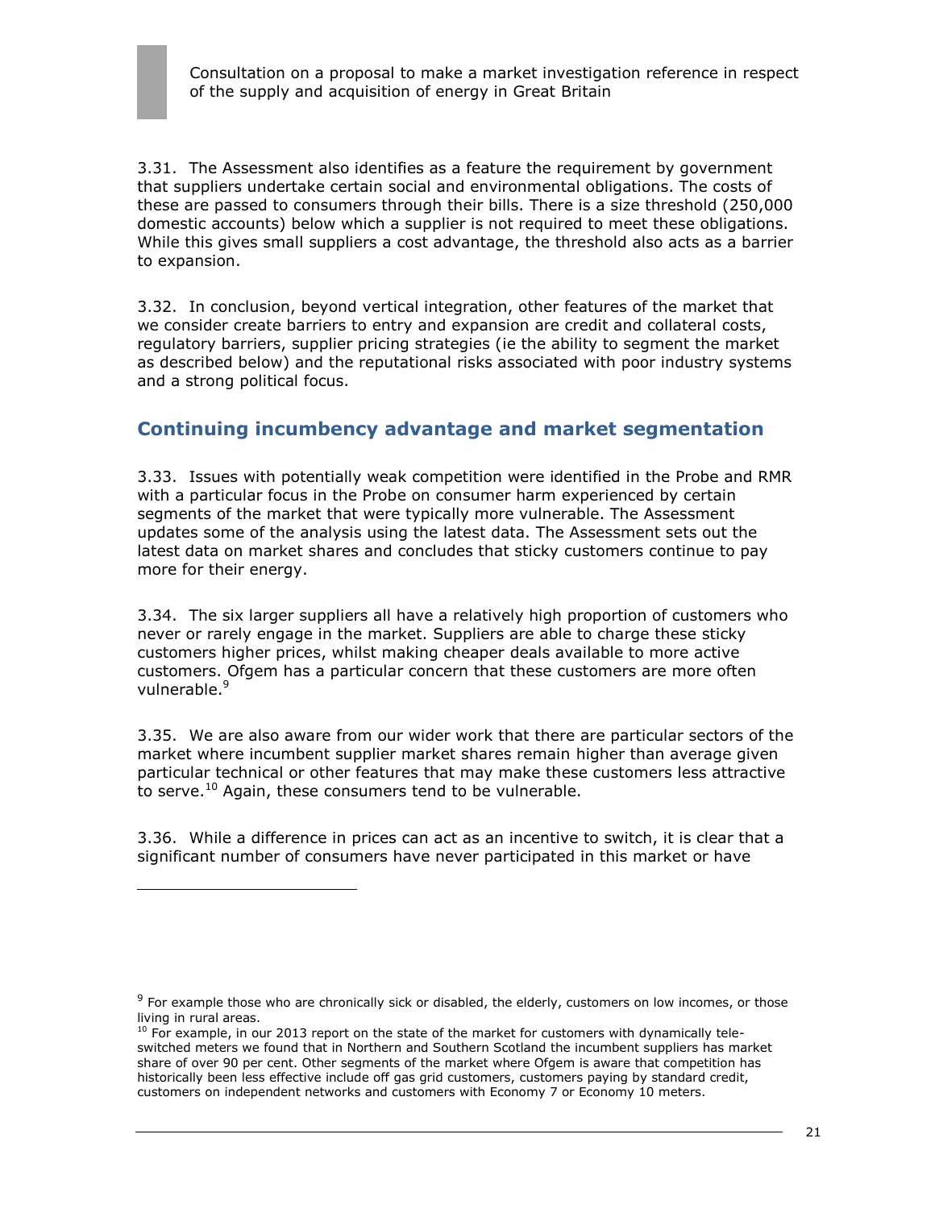3.31. The Assessment also identifies as a feature the requirement by government that suppliers undertake certain social and environmental obligations. The costs of these are passed to consumers through their bills. There is a size threshold (250,000 domestic accounts) below which a supplier is not required to meet these obligations. While this gives small suppliers a cost advantage, the threshold also acts as a barrier to expansion.

3.32. In conclusion, beyond vertical integration, other features of the market that we consider create barriers to entry and expansion are credit and collateral costs, regulatory barriers, supplier pricing strategies (ie the ability to segment the market as described below) and the reputational risks associated with poor industry systems and a strong political focus.

## Continuing incumbency advantage and market segmentation

3.33. Issues with potentially weak competition were identified in the Probe and RMR with a particular focus in the Probe on consumer harm experienced by certain segments of the market that were typically more vulnerable. The Assessment updates some of the analysis using the latest data. The Assessment sets out the latest data on market shares and concludes that sticky customers continue to pay more for their energy.

3.34. The six larger suppliers all have a relatively high proportion of customers who never or rarely engage in the market. Suppliers are able to charge these sticky customers higher prices, whilst making cheaper deals available to more active customers. Ofgem has a particular concern that these customers are more often vulnerable.[9]

3.35. We are also aware from our wider work that there are particular sectors of the market where incumbent supplier market shares remain higher than average given particular technical or other features that may make these customers less attractive to serve.[10] Again, these consumers tend to be vulnerable.

3.36. While a difference in prices can act as an incentive to switch, it is clear that a significant number of consumers have never participated in this market or have

[9] For example those who are chronically sick or disabled, the elderly, customers on low incomes, or those living in rural areas.

[10] For example, in our 2013 report on the state of the market for customers with dynamically tele-switched meters we found that in Northern and Southern Scotland the incumbent suppliers has market share of over 90 per cent. Other segments of the market where Ofgem is aware that competition has historically been less effective include off gas grid customers, customers paying by standard credit, customers on independent networks and customers with Economy 7 or Economy 10 meters.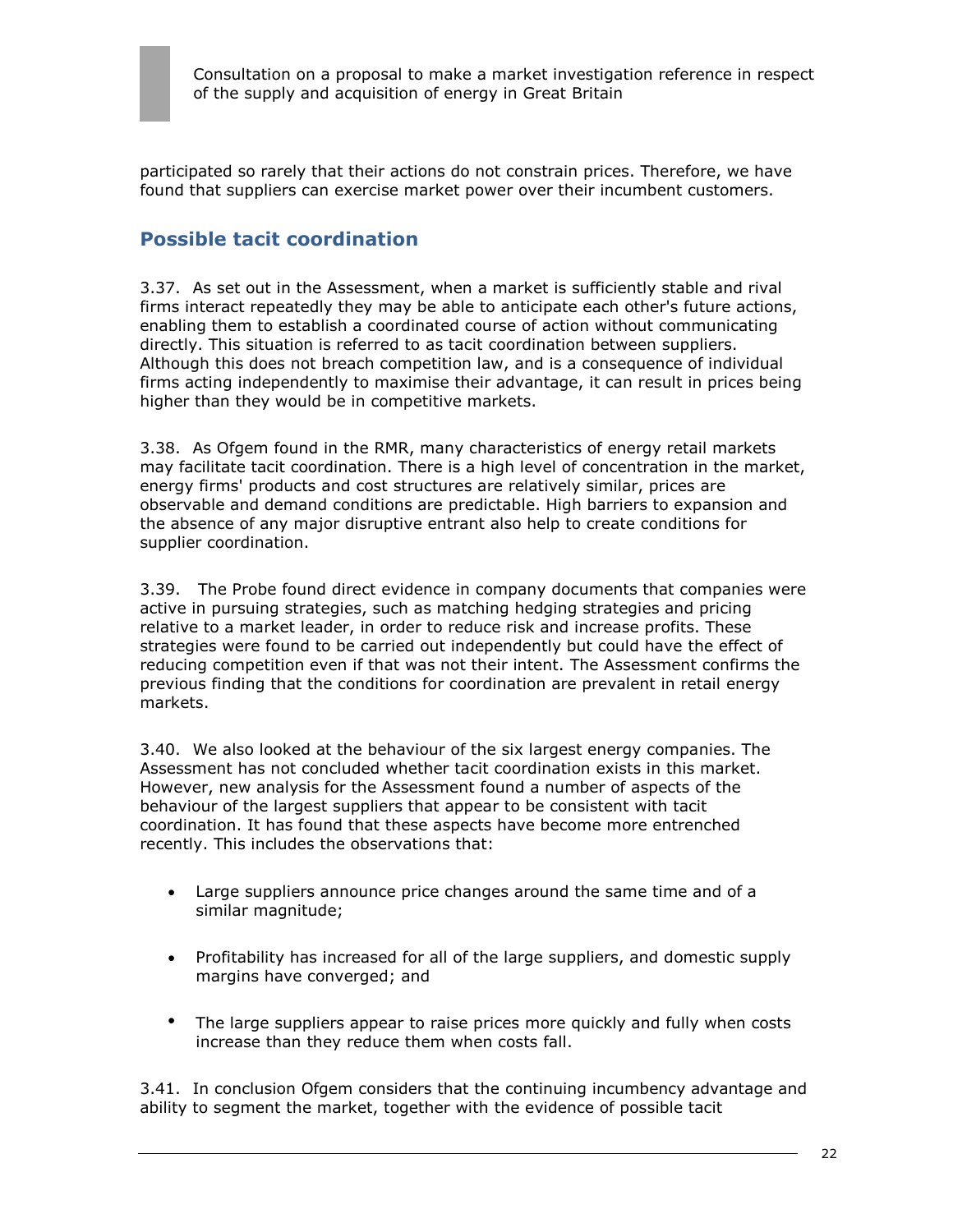participated so rarely that their actions do not constrain prices. Therefore, we have found that suppliers can exercise market power over their incumbent customers.

## Possible tacit coordination

3.37. As set out in the Assessment, when a market is sufficiently stable and rival firms interact repeatedly they may be able to anticipate each other's future actions, enabling them to establish a coordinated course of action without communicating directly. This situation is referred to as tacit coordination between suppliers. Although this does not breach competition law, and is a consequence of individual firms acting independently to maximise their advantage, it can result in prices being higher than they would be in competitive markets.

3.38. As Ofgem found in the RMR, many characteristics of energy retail markets may facilitate tacit coordination. There is a high level of concentration in the market, energy firms' products and cost structures are relatively similar, prices are observable and demand conditions are predictable. High barriers to expansion and the absence of any major disruptive entrant also help to create conditions for supplier coordination.

3.39. The Probe found direct evidence in company documents that companies were active in pursuing strategies, such as matching hedging strategies and pricing relative to a market leader, in order to reduce risk and increase profits. These strategies were found to be carried out independently but could have the effect of reducing competition even if that was not their intent. The Assessment confirms the previous finding that the conditions for coordination are prevalent in retail energy markets.

3.40. We also looked at the behaviour of the six largest energy companies. The Assessment has not concluded whether tacit coordination exists in this market. However, new analysis for the Assessment found a number of aspects of the behaviour of the largest suppliers that appear to be consistent with tacit coordination. It has found that these aspects have become more entrenched recently. This includes the observations that:

- Large suppliers announce price changes around the same time and of a similar magnitude;
- Profitability has increased for all of the large suppliers, and domestic supply margins have converged; and
- The large suppliers appear to raise prices more quickly and fully when costs increase than they reduce them when costs fall.

3.41. In conclusion Ofgem considers that the continuing incumbency advantage and ability to segment the market, together with the evidence of possible tacit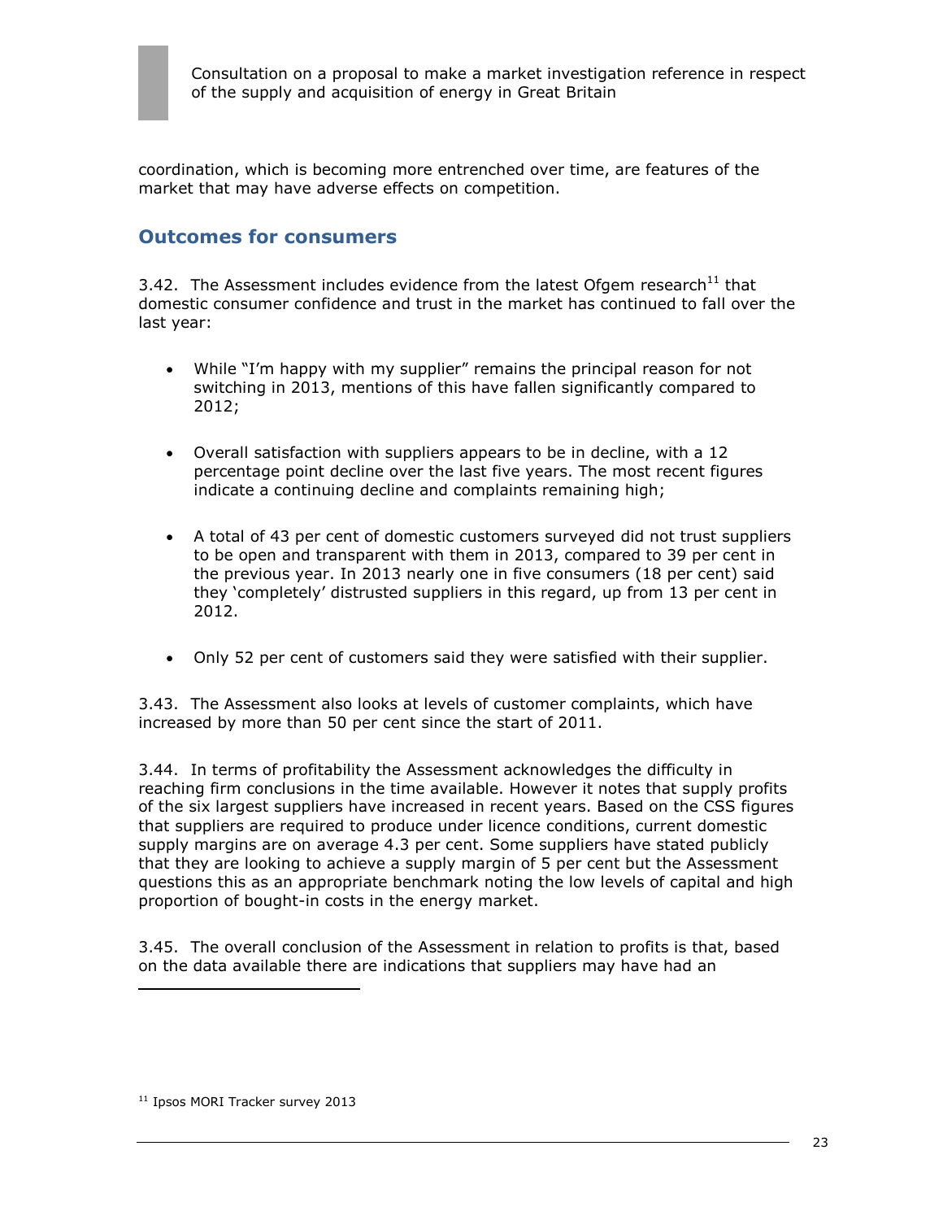coordination, which is becoming more entrenched over time, are features of the market that may have adverse effects on competition.

## Outcomes for consumers

3.42. The Assessment includes evidence from the latest Ofgem research[11] that domestic consumer confidence and trust in the market has continued to fall over the last year:

- While "I'm happy with my supplier" remains the principal reason for not switching in 2013, mentions of this have fallen significantly compared to 2012;
- Overall satisfaction with suppliers appears to be in decline, with a 12 percentage point decline over the last five years. The most recent figures indicate a continuing decline and complaints remaining high;
- A total of 43 per cent of domestic customers surveyed did not trust suppliers to be open and transparent with them in 2013, compared to 39 per cent in the previous year. In 2013 nearly one in five consumers (18 per cent) said they 'completely' distrusted suppliers in this regard, up from 13 per cent in 2012.
- Only 52 per cent of customers said they were satisfied with their supplier.

3.43. The Assessment also looks at levels of customer complaints, which have increased by more than 50 per cent since the start of 2011.

3.44. In terms of profitability the Assessment acknowledges the difficulty in reaching firm conclusions in the time available. However it notes that supply profits of the six largest suppliers have increased in recent years. Based on the CSS figures that suppliers are required to produce under licence conditions, current domestic supply margins are on average 4.3 per cent. Some suppliers have stated publicly that they are looking to achieve a supply margin of 5 per cent but the Assessment questions this as an appropriate benchmark noting the low levels of capital and high proportion of bought-in costs in the energy market.

3.45. The overall conclusion of the Assessment in relation to profits is that, based on the data available there are indications that suppliers may have had an

[11] Ipsos MORI Tracker survey 2013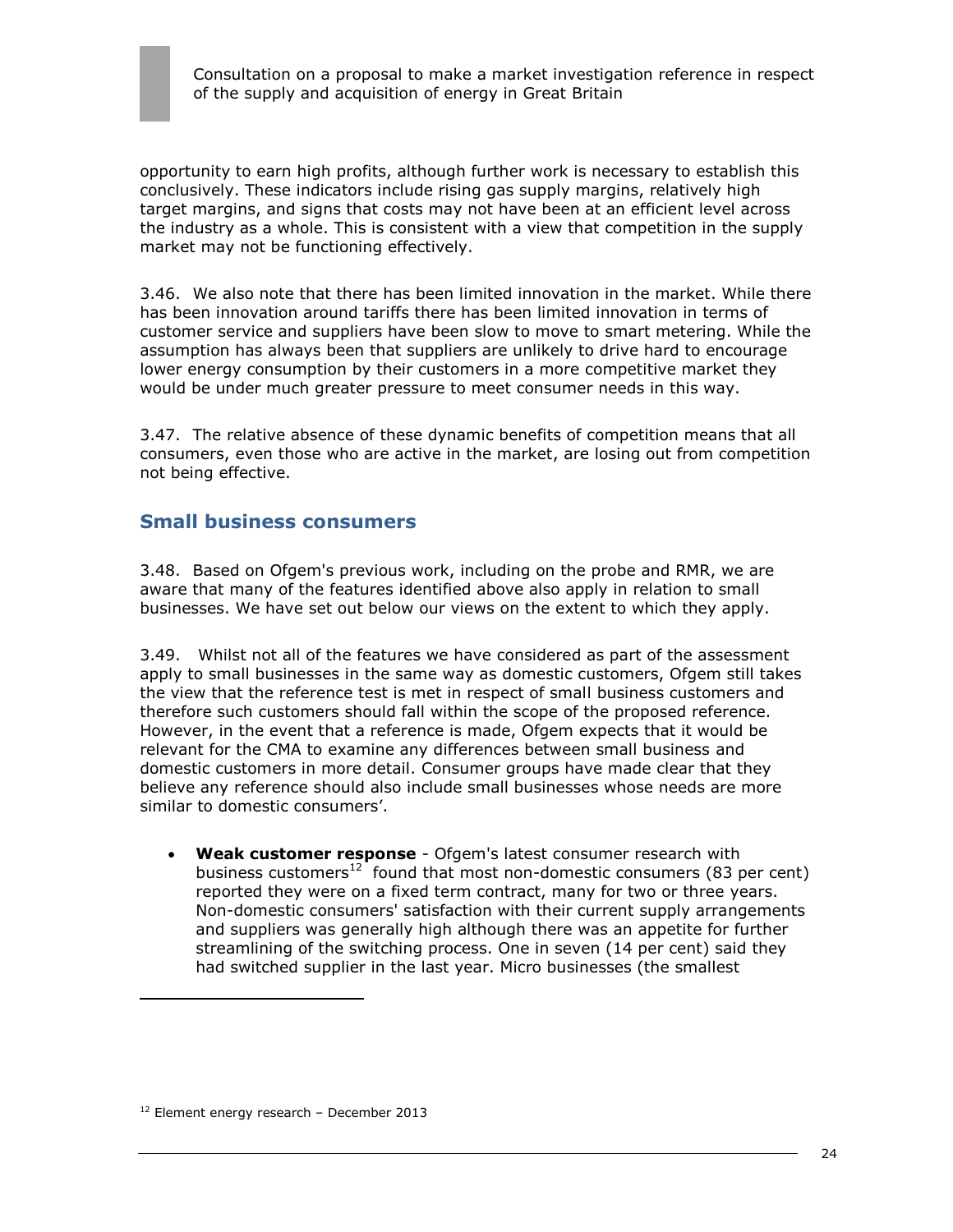opportunity to earn high profits, although further work is necessary to establish this conclusively. These indicators include rising gas supply margins, relatively high target margins, and signs that costs may not have been at an efficient level across the industry as a whole. This is consistent with a view that competition in the supply market may not be functioning effectively.

3.46. We also note that there has been limited innovation in the market. While there has been innovation around tariffs there has been limited innovation in terms of customer service and suppliers have been slow to move to smart metering. While the assumption has always been that suppliers are unlikely to drive hard to encourage lower energy consumption by their customers in a more competitive market they would be under much greater pressure to meet consumer needs in this way.

3.47. The relative absence of these dynamic benefits of competition means that all consumers, even those who are active in the market, are losing out from competition not being effective.

## Small business consumers

3.48. Based on Ofgem's previous work, including on the probe and RMR, we are aware that many of the features identified above also apply in relation to small businesses. We have set out below our views on the extent to which they apply.

3.49. Whilst not all of the features we have considered as part of the assessment apply to small businesses in the same way as domestic customers, Ofgem still takes the view that the reference test is met in respect of small business customers and therefore such customers should fall within the scope of the proposed reference. However, in the event that a reference is made, Ofgem expects that it would be relevant for the CMA to examine any differences between small business and domestic customers in more detail. Consumer groups have made clear that they believe any reference should also include small businesses whose needs are more similar to domestic consumers'.

- **Weak customer response** - Ofgem's latest consumer research with business customers[12] found that most non-domestic consumers (83 per cent) reported they were on a fixed term contract, many for two or three years. Non-domestic consumers' satisfaction with their current supply arrangements and suppliers was generally high although there was an appetite for further streamlining of the switching process. One in seven (14 per cent) said they had switched supplier in the last year. Micro businesses (the smallest

[12] Element energy research – December 2013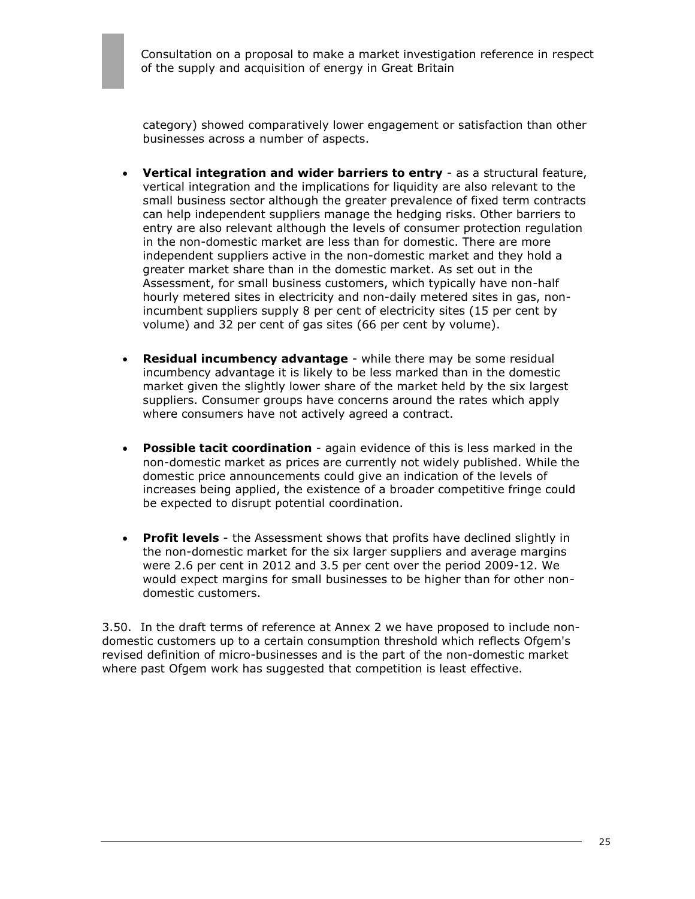category) showed comparatively lower engagement or satisfaction than other businesses across a number of aspects.

- **Vertical integration and wider barriers to entry** - as a structural feature, vertical integration and the implications for liquidity are also relevant to the small business sector although the greater prevalence of fixed term contracts can help independent suppliers manage the hedging risks. Other barriers to entry are also relevant although the levels of consumer protection regulation in the non-domestic market are less than for domestic. There are more independent suppliers active in the non-domestic market and they hold a greater market share than in the domestic market. As set out in the Assessment, for small business customers, which typically have non-half hourly metered sites in electricity and non-daily metered sites in gas, non-incumbent suppliers supply 8 per cent of electricity sites (15 per cent by volume) and 32 per cent of gas sites (66 per cent by volume).

- **Residual incumbency advantage** - while there may be some residual incumbency advantage it is likely to be less marked than in the domestic market given the slightly lower share of the market held by the six largest suppliers. Consumer groups have concerns around the rates which apply where consumers have not actively agreed a contract.

- **Possible tacit coordination** - again evidence of this is less marked in the non-domestic market as prices are currently not widely published. While the domestic price announcements could give an indication of the levels of increases being applied, the existence of a broader competitive fringe could be expected to disrupt potential coordination.

- **Profit levels** - the Assessment shows that profits have declined slightly in the non-domestic market for the six larger suppliers and average margins were 2.6 per cent in 2012 and 3.5 per cent over the period 2009-12. We would expect margins for small businesses to be higher than for other non-domestic customers.

3.50. In the draft terms of reference at Annex 2 we have proposed to include non-domestic customers up to a certain consumption threshold which reflects Ofgem's revised definition of micro-businesses and is the part of the non-domestic market where past Ofgem work has suggested that competition is least effective.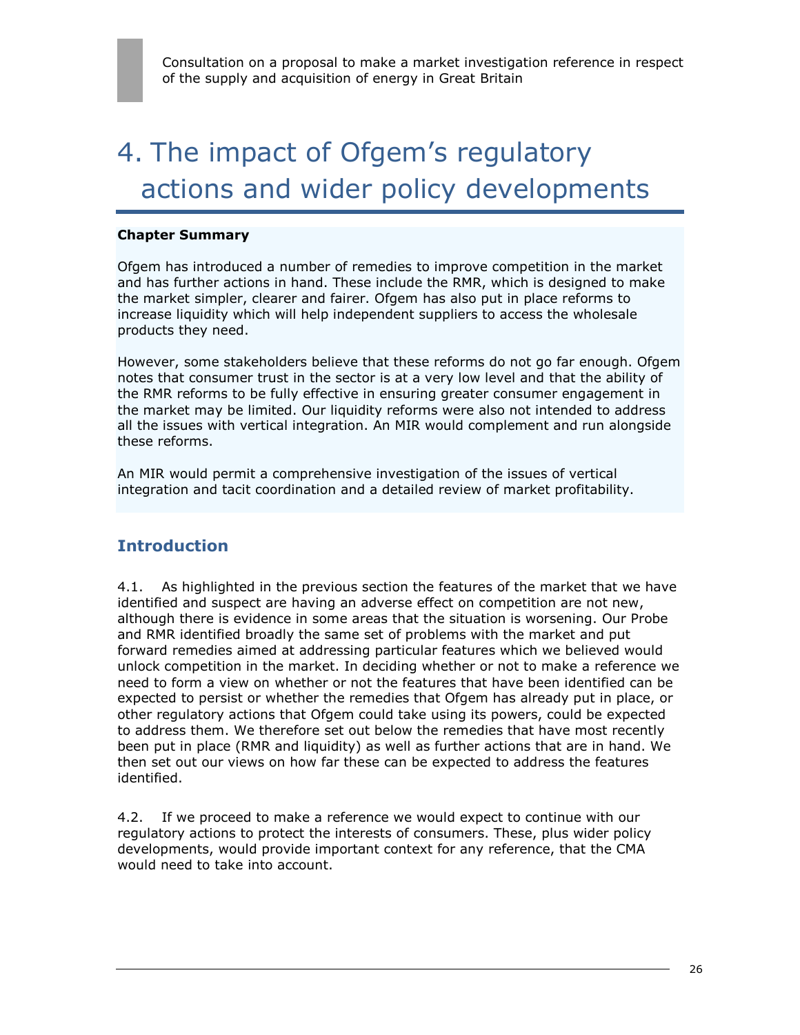# 4. The impact of Ofgem's regulatory actions and wider policy developments

**Chapter Summary**

Ofgem has introduced a number of remedies to improve competition in the market and has further actions in hand. These include the RMR, which is designed to make the market simpler, clearer and fairer. Ofgem has also put in place reforms to increase liquidity which will help independent suppliers to access the wholesale products they need.

However, some stakeholders believe that these reforms do not go far enough. Ofgem notes that consumer trust in the sector is at a very low level and that the ability of the RMR reforms to be fully effective in ensuring greater consumer engagement in the market may be limited. Our liquidity reforms were also not intended to address all the issues with vertical integration. An MIR would complement and run alongside these reforms.

An MIR would permit a comprehensive investigation of the issues of vertical integration and tacit coordination and a detailed review of market profitability.

## Introduction

4.1. As highlighted in the previous section the features of the market that we have identified and suspect are having an adverse effect on competition are not new, although there is evidence in some areas that the situation is worsening. Our Probe and RMR identified broadly the same set of problems with the market and put forward remedies aimed at addressing particular features which we believed would unlock competition in the market. In deciding whether or not to make a reference we need to form a view on whether or not the features that have been identified can be expected to persist or whether the remedies that Ofgem has already put in place, or other regulatory actions that Ofgem could take using its powers, could be expected to address them. We therefore set out below the remedies that have most recently been put in place (RMR and liquidity) as well as further actions that are in hand. We then set out our views on how far these can be expected to address the features identified.

4.2. If we proceed to make a reference we would expect to continue with our regulatory actions to protect the interests of consumers. These, plus wider policy developments, would provide important context for any reference, that the CMA would need to take into account.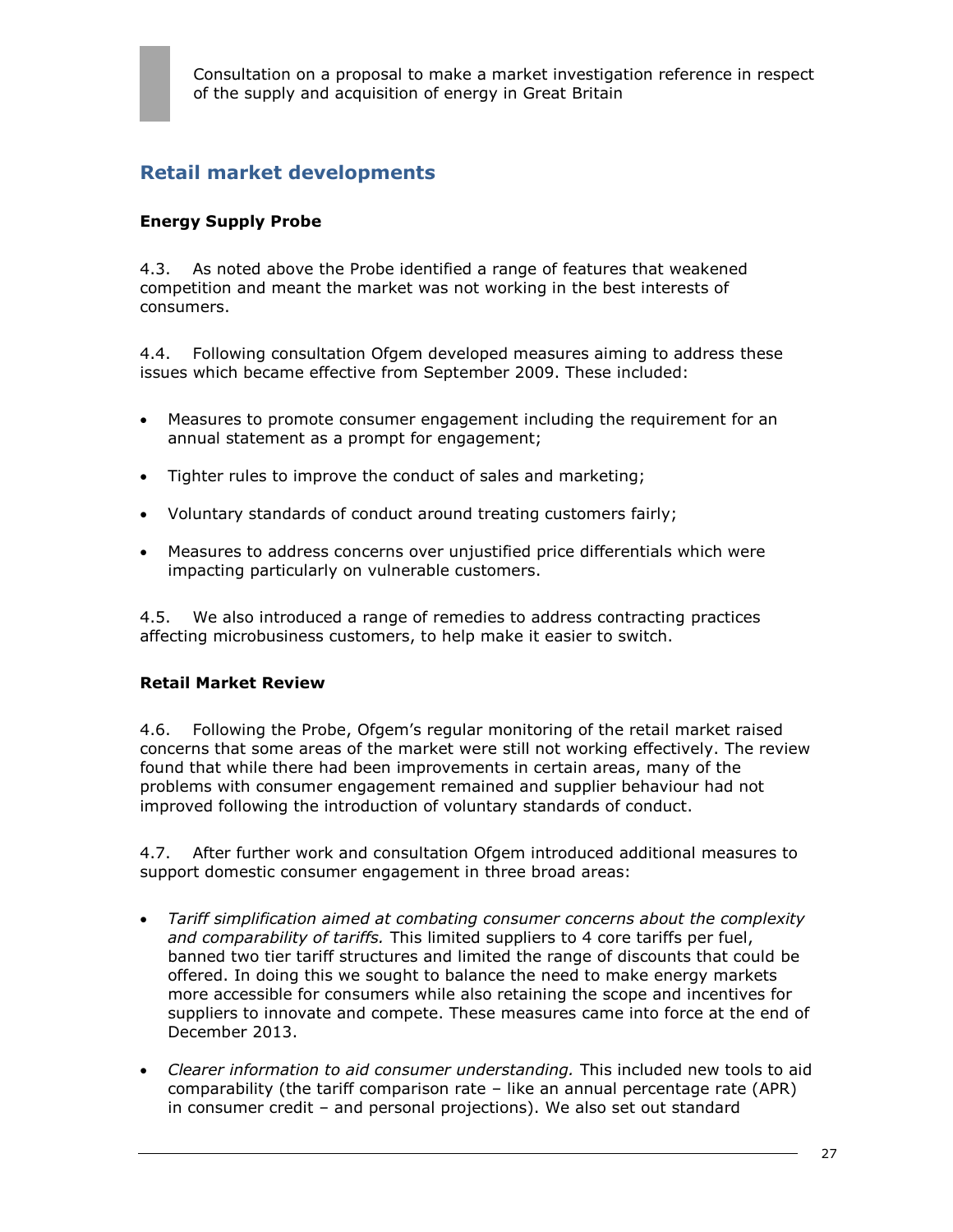## Retail market developments

### Energy Supply Probe

4.3. As noted above the Probe identified a range of features that weakened competition and meant the market was not working in the best interests of consumers.

4.4. Following consultation Ofgem developed measures aiming to address these issues which became effective from September 2009. These included:

- Measures to promote consumer engagement including the requirement for an annual statement as a prompt for engagement;
- Tighter rules to improve the conduct of sales and marketing;
- Voluntary standards of conduct around treating customers fairly;
- Measures to address concerns over unjustified price differentials which were impacting particularly on vulnerable customers.

4.5. We also introduced a range of remedies to address contracting practices affecting microbusiness customers, to help make it easier to switch.

### Retail Market Review

4.6. Following the Probe, Ofgem's regular monitoring of the retail market raised concerns that some areas of the market were still not working effectively. The review found that while there had been improvements in certain areas, many of the problems with consumer engagement remained and supplier behaviour had not improved following the introduction of voluntary standards of conduct.

4.7. After further work and consultation Ofgem introduced additional measures to support domestic consumer engagement in three broad areas:

- *Tariff simplification aimed at combating consumer concerns about the complexity and comparability of tariffs.* This limited suppliers to 4 core tariffs per fuel, banned two tier tariff structures and limited the range of discounts that could be offered. In doing this we sought to balance the need to make energy markets more accessible for consumers while also retaining the scope and incentives for suppliers to innovate and compete. These measures came into force at the end of December 2013.
- *Clearer information to aid consumer understanding.* This included new tools to aid comparability (the tariff comparison rate – like an annual percentage rate (APR) in consumer credit – and personal projections). We also set out standard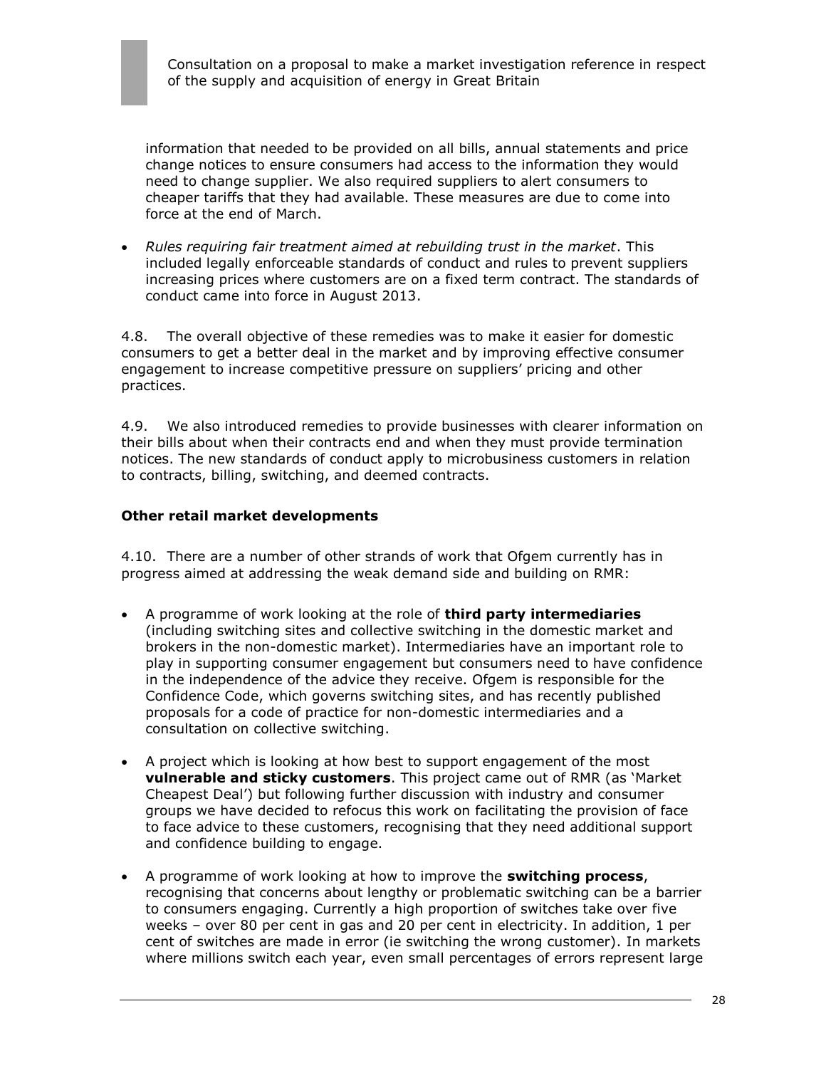information that needed to be provided on all bills, annual statements and price change notices to ensure consumers had access to the information they would need to change supplier. We also required suppliers to alert consumers to cheaper tariffs that they had available. These measures are due to come into force at the end of March.

- *Rules requiring fair treatment aimed at rebuilding trust in the market*. This included legally enforceable standards of conduct and rules to prevent suppliers increasing prices where customers are on a fixed term contract. The standards of conduct came into force in August 2013.

4.8. The overall objective of these remedies was to make it easier for domestic consumers to get a better deal in the market and by improving effective consumer engagement to increase competitive pressure on suppliers' pricing and other practices.

4.9. We also introduced remedies to provide businesses with clearer information on their bills about when their contracts end and when they must provide termination notices. The new standards of conduct apply to microbusiness customers in relation to contracts, billing, switching, and deemed contracts.

**Other retail market developments**

4.10. There are a number of other strands of work that Ofgem currently has in progress aimed at addressing the weak demand side and building on RMR:

- A programme of work looking at the role of **third party intermediaries** (including switching sites and collective switching in the domestic market and brokers in the non-domestic market). Intermediaries have an important role to play in supporting consumer engagement but consumers need to have confidence in the independence of the advice they receive. Ofgem is responsible for the Confidence Code, which governs switching sites, and has recently published proposals for a code of practice for non-domestic intermediaries and a consultation on collective switching.

- A project which is looking at how best to support engagement of the most **vulnerable and sticky customers**. This project came out of RMR (as 'Market Cheapest Deal') but following further discussion with industry and consumer groups we have decided to refocus this work on facilitating the provision of face to face advice to these customers, recognising that they need additional support and confidence building to engage.

- A programme of work looking at how to improve the **switching process**, recognising that concerns about lengthy or problematic switching can be a barrier to consumers engaging. Currently a high proportion of switches take over five weeks – over 80 per cent in gas and 20 per cent in electricity. In addition, 1 per cent of switches are made in error (ie switching the wrong customer). In markets where millions switch each year, even small percentages of errors represent large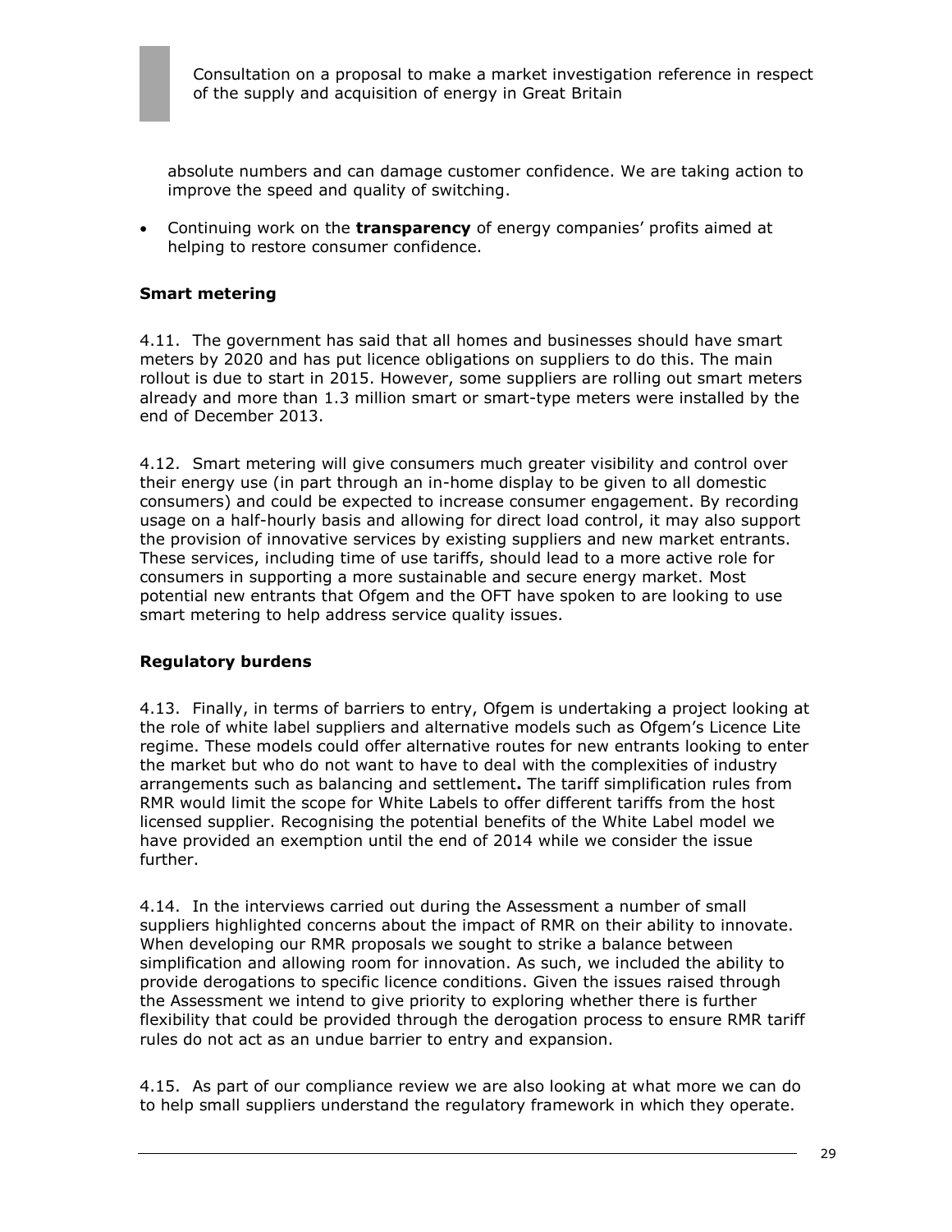absolute numbers and can damage customer confidence. We are taking action to improve the speed and quality of switching.

- Continuing work on the **transparency** of energy companies' profits aimed at helping to restore consumer confidence.

### Smart metering

4.11. The government has said that all homes and businesses should have smart meters by 2020 and has put licence obligations on suppliers to do this. The main rollout is due to start in 2015. However, some suppliers are rolling out smart meters already and more than 1.3 million smart or smart-type meters were installed by the end of December 2013.

4.12. Smart metering will give consumers much greater visibility and control over their energy use (in part through an in-home display to be given to all domestic consumers) and could be expected to increase consumer engagement. By recording usage on a half-hourly basis and allowing for direct load control, it may also support the provision of innovative services by existing suppliers and new market entrants. These services, including time of use tariffs, should lead to a more active role for consumers in supporting a more sustainable and secure energy market. Most potential new entrants that Ofgem and the OFT have spoken to are looking to use smart metering to help address service quality issues.

### Regulatory burdens

4.13. Finally, in terms of barriers to entry, Ofgem is undertaking a project looking at the role of white label suppliers and alternative models such as Ofgem's Licence Lite regime. These models could offer alternative routes for new entrants looking to enter the market but who do not want to have to deal with the complexities of industry arrangements such as balancing and settlement**.** The tariff simplification rules from RMR would limit the scope for White Labels to offer different tariffs from the host licensed supplier. Recognising the potential benefits of the White Label model we have provided an exemption until the end of 2014 while we consider the issue further.

4.14. In the interviews carried out during the Assessment a number of small suppliers highlighted concerns about the impact of RMR on their ability to innovate. When developing our RMR proposals we sought to strike a balance between simplification and allowing room for innovation. As such, we included the ability to provide derogations to specific licence conditions. Given the issues raised through the Assessment we intend to give priority to exploring whether there is further flexibility that could be provided through the derogation process to ensure RMR tariff rules do not act as an undue barrier to entry and expansion.

4.15. As part of our compliance review we are also looking at what more we can do to help small suppliers understand the regulatory framework in which they operate.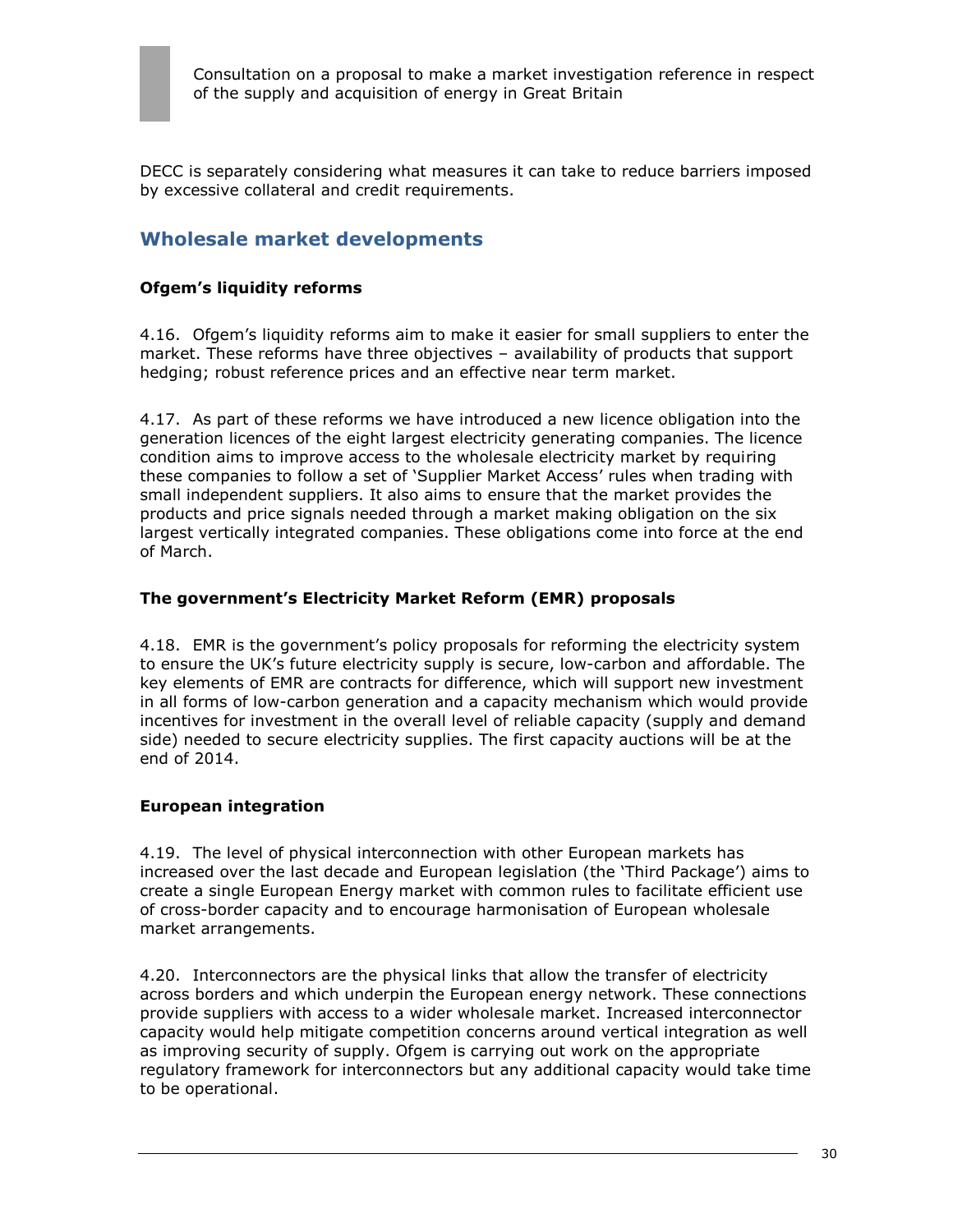DECC is separately considering what measures it can take to reduce barriers imposed by excessive collateral and credit requirements.

## Wholesale market developments

### Ofgem's liquidity reforms

4.16. Ofgem's liquidity reforms aim to make it easier for small suppliers to enter the market. These reforms have three objectives – availability of products that support hedging; robust reference prices and an effective near term market.

4.17. As part of these reforms we have introduced a new licence obligation into the generation licences of the eight largest electricity generating companies. The licence condition aims to improve access to the wholesale electricity market by requiring these companies to follow a set of 'Supplier Market Access' rules when trading with small independent suppliers. It also aims to ensure that the market provides the products and price signals needed through a market making obligation on the six largest vertically integrated companies. These obligations come into force at the end of March.

### The government's Electricity Market Reform (EMR) proposals

4.18. EMR is the government's policy proposals for reforming the electricity system to ensure the UK's future electricity supply is secure, low-carbon and affordable. The key elements of EMR are contracts for difference, which will support new investment in all forms of low-carbon generation and a capacity mechanism which would provide incentives for investment in the overall level of reliable capacity (supply and demand side) needed to secure electricity supplies. The first capacity auctions will be at the end of 2014.

### European integration

4.19. The level of physical interconnection with other European markets has increased over the last decade and European legislation (the 'Third Package') aims to create a single European Energy market with common rules to facilitate efficient use of cross-border capacity and to encourage harmonisation of European wholesale market arrangements.

4.20. Interconnectors are the physical links that allow the transfer of electricity across borders and which underpin the European energy network. These connections provide suppliers with access to a wider wholesale market. Increased interconnector capacity would help mitigate competition concerns around vertical integration as well as improving security of supply. Ofgem is carrying out work on the appropriate regulatory framework for interconnectors but any additional capacity would take time to be operational.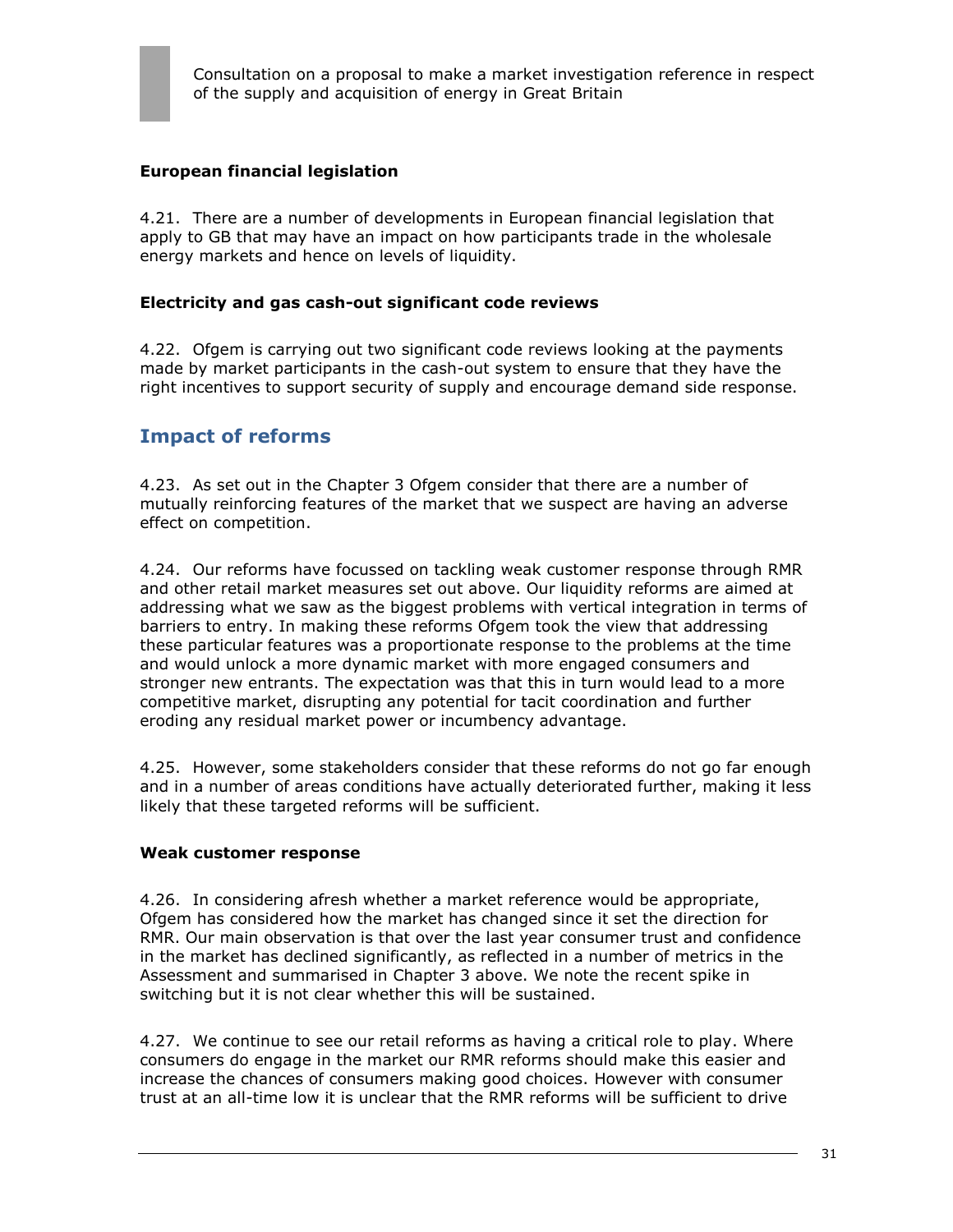### European financial legislation

4.21. There are a number of developments in European financial legislation that apply to GB that may have an impact on how participants trade in the wholesale energy markets and hence on levels of liquidity.

### Electricity and gas cash-out significant code reviews

4.22. Ofgem is carrying out two significant code reviews looking at the payments made by market participants in the cash-out system to ensure that they have the right incentives to support security of supply and encourage demand side response.

## Impact of reforms

4.23. As set out in the Chapter 3 Ofgem consider that there are a number of mutually reinforcing features of the market that we suspect are having an adverse effect on competition.

4.24. Our reforms have focussed on tackling weak customer response through RMR and other retail market measures set out above. Our liquidity reforms are aimed at addressing what we saw as the biggest problems with vertical integration in terms of barriers to entry. In making these reforms Ofgem took the view that addressing these particular features was a proportionate response to the problems at the time and would unlock a more dynamic market with more engaged consumers and stronger new entrants. The expectation was that this in turn would lead to a more competitive market, disrupting any potential for tacit coordination and further eroding any residual market power or incumbency advantage.

4.25. However, some stakeholders consider that these reforms do not go far enough and in a number of areas conditions have actually deteriorated further, making it less likely that these targeted reforms will be sufficient.

### Weak customer response

4.26. In considering afresh whether a market reference would be appropriate, Ofgem has considered how the market has changed since it set the direction for RMR. Our main observation is that over the last year consumer trust and confidence in the market has declined significantly, as reflected in a number of metrics in the Assessment and summarised in Chapter 3 above. We note the recent spike in switching but it is not clear whether this will be sustained.

4.27. We continue to see our retail reforms as having a critical role to play. Where consumers do engage in the market our RMR reforms should make this easier and increase the chances of consumers making good choices. However with consumer trust at an all-time low it is unclear that the RMR reforms will be sufficient to drive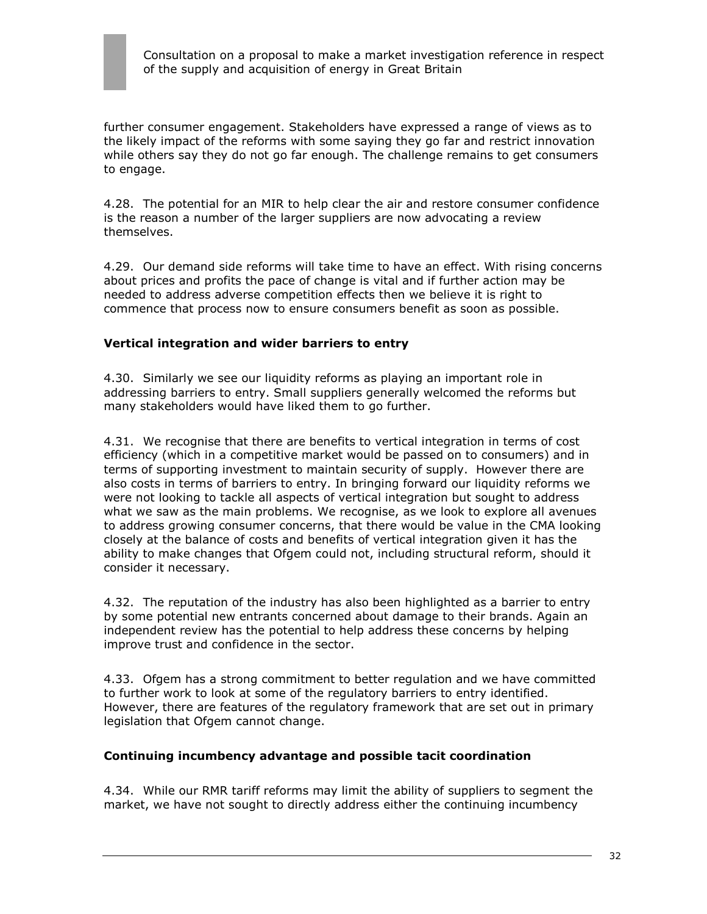further consumer engagement. Stakeholders have expressed a range of views as to the likely impact of the reforms with some saying they go far and restrict innovation while others say they do not go far enough. The challenge remains to get consumers to engage.

4.28. The potential for an MIR to help clear the air and restore consumer confidence is the reason a number of the larger suppliers are now advocating a review themselves.

4.29. Our demand side reforms will take time to have an effect. With rising concerns about prices and profits the pace of change is vital and if further action may be needed to address adverse competition effects then we believe it is right to commence that process now to ensure consumers benefit as soon as possible.

**Vertical integration and wider barriers to entry**

4.30. Similarly we see our liquidity reforms as playing an important role in addressing barriers to entry. Small suppliers generally welcomed the reforms but many stakeholders would have liked them to go further.

4.31. We recognise that there are benefits to vertical integration in terms of cost efficiency (which in a competitive market would be passed on to consumers) and in terms of supporting investment to maintain security of supply. However there are also costs in terms of barriers to entry. In bringing forward our liquidity reforms we were not looking to tackle all aspects of vertical integration but sought to address what we saw as the main problems. We recognise, as we look to explore all avenues to address growing consumer concerns, that there would be value in the CMA looking closely at the balance of costs and benefits of vertical integration given it has the ability to make changes that Ofgem could not, including structural reform, should it consider it necessary.

4.32. The reputation of the industry has also been highlighted as a barrier to entry by some potential new entrants concerned about damage to their brands. Again an independent review has the potential to help address these concerns by helping improve trust and confidence in the sector.

4.33. Ofgem has a strong commitment to better regulation and we have committed to further work to look at some of the regulatory barriers to entry identified. However, there are features of the regulatory framework that are set out in primary legislation that Ofgem cannot change.

**Continuing incumbency advantage and possible tacit coordination**

4.34. While our RMR tariff reforms may limit the ability of suppliers to segment the market, we have not sought to directly address either the continuing incumbency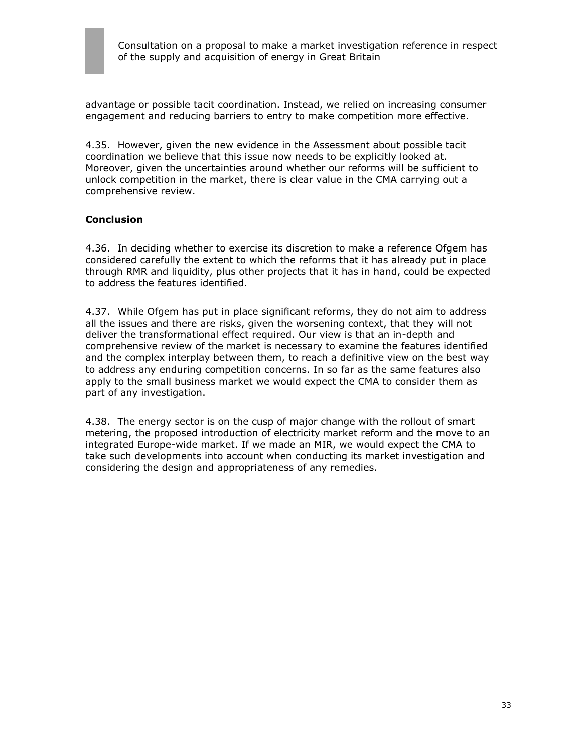advantage or possible tacit coordination. Instead, we relied on increasing consumer engagement and reducing barriers to entry to make competition more effective.

4.35. However, given the new evidence in the Assessment about possible tacit coordination we believe that this issue now needs to be explicitly looked at. Moreover, given the uncertainties around whether our reforms will be sufficient to unlock competition in the market, there is clear value in the CMA carrying out a comprehensive review.

### Conclusion

4.36. In deciding whether to exercise its discretion to make a reference Ofgem has considered carefully the extent to which the reforms that it has already put in place through RMR and liquidity, plus other projects that it has in hand, could be expected to address the features identified.

4.37. While Ofgem has put in place significant reforms, they do not aim to address all the issues and there are risks, given the worsening context, that they will not deliver the transformational effect required. Our view is that an in-depth and comprehensive review of the market is necessary to examine the features identified and the complex interplay between them, to reach a definitive view on the best way to address any enduring competition concerns. In so far as the same features also apply to the small business market we would expect the CMA to consider them as part of any investigation.

4.38. The energy sector is on the cusp of major change with the rollout of smart metering, the proposed introduction of electricity market reform and the move to an integrated Europe-wide market. If we made an MIR, we would expect the CMA to take such developments into account when conducting its market investigation and considering the design and appropriateness of any remedies.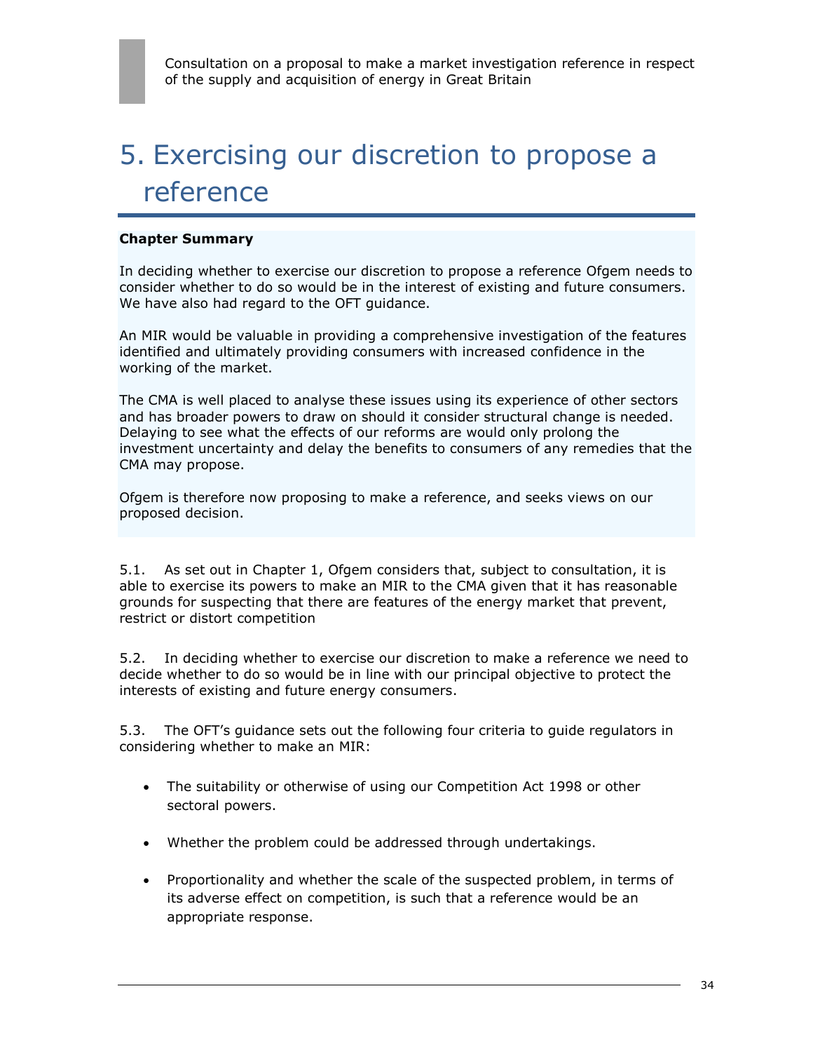# 5. Exercising our discretion to propose a reference

**Chapter Summary**

In deciding whether to exercise our discretion to propose a reference Ofgem needs to consider whether to do so would be in the interest of existing and future consumers. We have also had regard to the OFT guidance.

An MIR would be valuable in providing a comprehensive investigation of the features identified and ultimately providing consumers with increased confidence in the working of the market.

The CMA is well placed to analyse these issues using its experience of other sectors and has broader powers to draw on should it consider structural change is needed. Delaying to see what the effects of our reforms are would only prolong the investment uncertainty and delay the benefits to consumers of any remedies that the CMA may propose.

Ofgem is therefore now proposing to make a reference, and seeks views on our proposed decision.

5.1. As set out in Chapter 1, Ofgem considers that, subject to consultation, it is able to exercise its powers to make an MIR to the CMA given that it has reasonable grounds for suspecting that there are features of the energy market that prevent, restrict or distort competition

5.2. In deciding whether to exercise our discretion to make a reference we need to decide whether to do so would be in line with our principal objective to protect the interests of existing and future energy consumers.

5.3. The OFT's guidance sets out the following four criteria to guide regulators in considering whether to make an MIR:

- The suitability or otherwise of using our Competition Act 1998 or other sectoral powers.
- Whether the problem could be addressed through undertakings.
- Proportionality and whether the scale of the suspected problem, in terms of its adverse effect on competition, is such that a reference would be an appropriate response.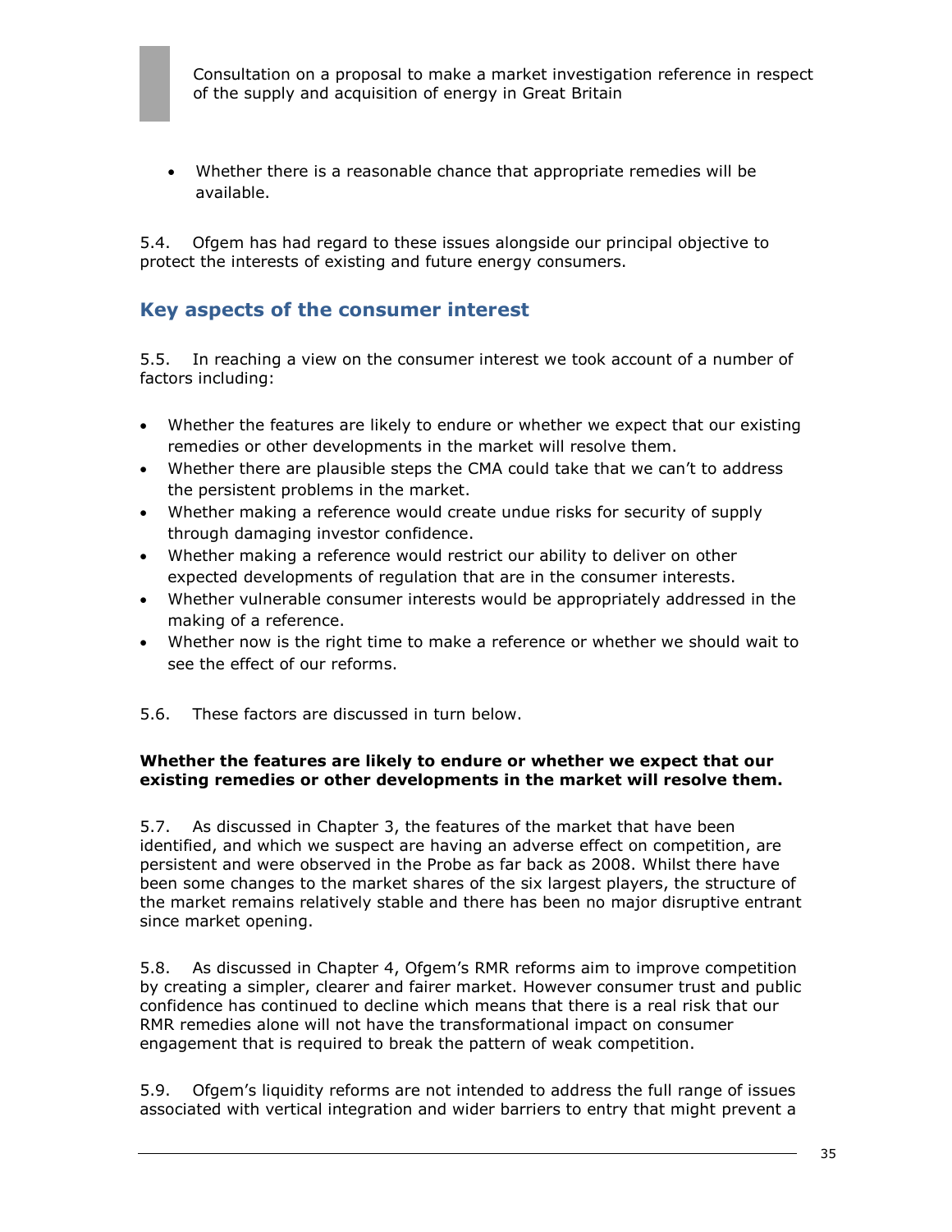- Whether there is a reasonable chance that appropriate remedies will be available.

5.4. Ofgem has had regard to these issues alongside our principal objective to protect the interests of existing and future energy consumers.

## Key aspects of the consumer interest

5.5. In reaching a view on the consumer interest we took account of a number of factors including:

- Whether the features are likely to endure or whether we expect that our existing remedies or other developments in the market will resolve them.
- Whether there are plausible steps the CMA could take that we can't to address the persistent problems in the market.
- Whether making a reference would create undue risks for security of supply through damaging investor confidence.
- Whether making a reference would restrict our ability to deliver on other expected developments of regulation that are in the consumer interests.
- Whether vulnerable consumer interests would be appropriately addressed in the making of a reference.
- Whether now is the right time to make a reference or whether we should wait to see the effect of our reforms.

5.6. These factors are discussed in turn below.

**Whether the features are likely to endure or whether we expect that our existing remedies or other developments in the market will resolve them.**

5.7. As discussed in Chapter 3, the features of the market that have been identified, and which we suspect are having an adverse effect on competition, are persistent and were observed in the Probe as far back as 2008. Whilst there have been some changes to the market shares of the six largest players, the structure of the market remains relatively stable and there has been no major disruptive entrant since market opening.

5.8. As discussed in Chapter 4, Ofgem's RMR reforms aim to improve competition by creating a simpler, clearer and fairer market. However consumer trust and public confidence has continued to decline which means that there is a real risk that our RMR remedies alone will not have the transformational impact on consumer engagement that is required to break the pattern of weak competition.

5.9. Ofgem's liquidity reforms are not intended to address the full range of issues associated with vertical integration and wider barriers to entry that might prevent a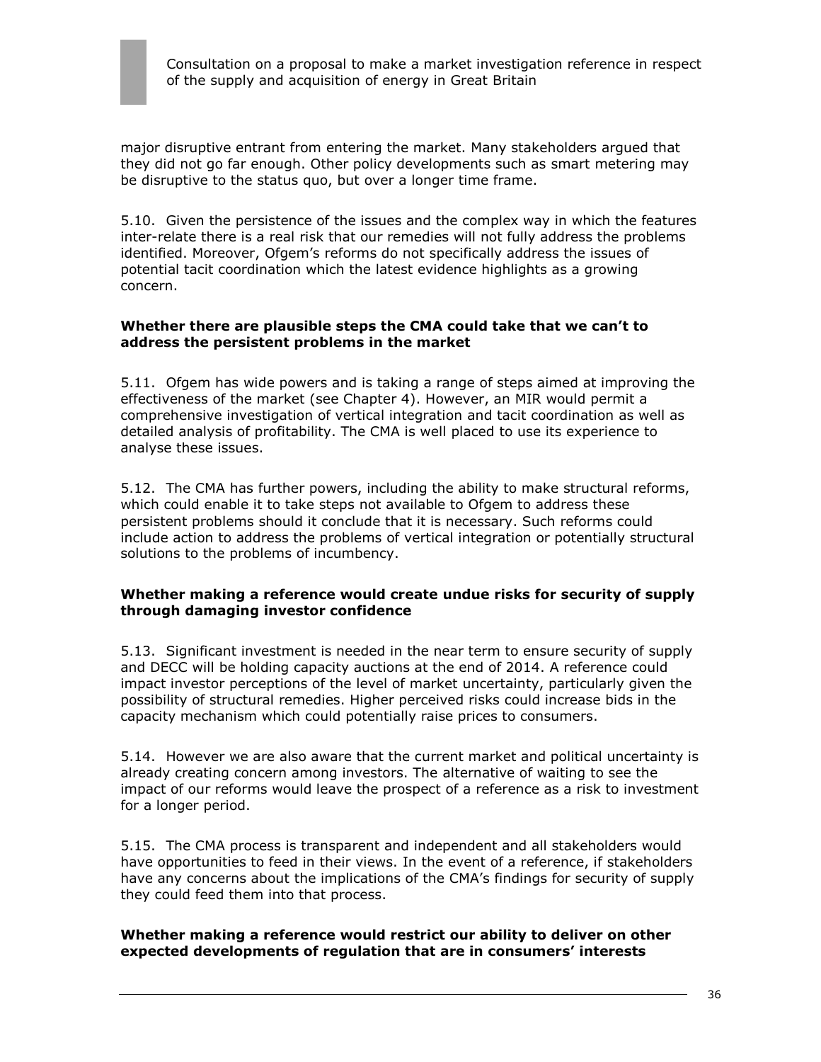major disruptive entrant from entering the market. Many stakeholders argued that they did not go far enough. Other policy developments such as smart metering may be disruptive to the status quo, but over a longer time frame.

5.10. Given the persistence of the issues and the complex way in which the features inter-relate there is a real risk that our remedies will not fully address the problems identified. Moreover, Ofgem's reforms do not specifically address the issues of potential tacit coordination which the latest evidence highlights as a growing concern.

**Whether there are plausible steps the CMA could take that we can't to address the persistent problems in the market**

5.11. Ofgem has wide powers and is taking a range of steps aimed at improving the effectiveness of the market (see Chapter 4). However, an MIR would permit a comprehensive investigation of vertical integration and tacit coordination as well as detailed analysis of profitability. The CMA is well placed to use its experience to analyse these issues.

5.12. The CMA has further powers, including the ability to make structural reforms, which could enable it to take steps not available to Ofgem to address these persistent problems should it conclude that it is necessary. Such reforms could include action to address the problems of vertical integration or potentially structural solutions to the problems of incumbency.

**Whether making a reference would create undue risks for security of supply through damaging investor confidence**

5.13. Significant investment is needed in the near term to ensure security of supply and DECC will be holding capacity auctions at the end of 2014. A reference could impact investor perceptions of the level of market uncertainty, particularly given the possibility of structural remedies. Higher perceived risks could increase bids in the capacity mechanism which could potentially raise prices to consumers.

5.14. However we are also aware that the current market and political uncertainty is already creating concern among investors. The alternative of waiting to see the impact of our reforms would leave the prospect of a reference as a risk to investment for a longer period.

5.15. The CMA process is transparent and independent and all stakeholders would have opportunities to feed in their views. In the event of a reference, if stakeholders have any concerns about the implications of the CMA's findings for security of supply they could feed them into that process.

**Whether making a reference would restrict our ability to deliver on other expected developments of regulation that are in consumers' interests**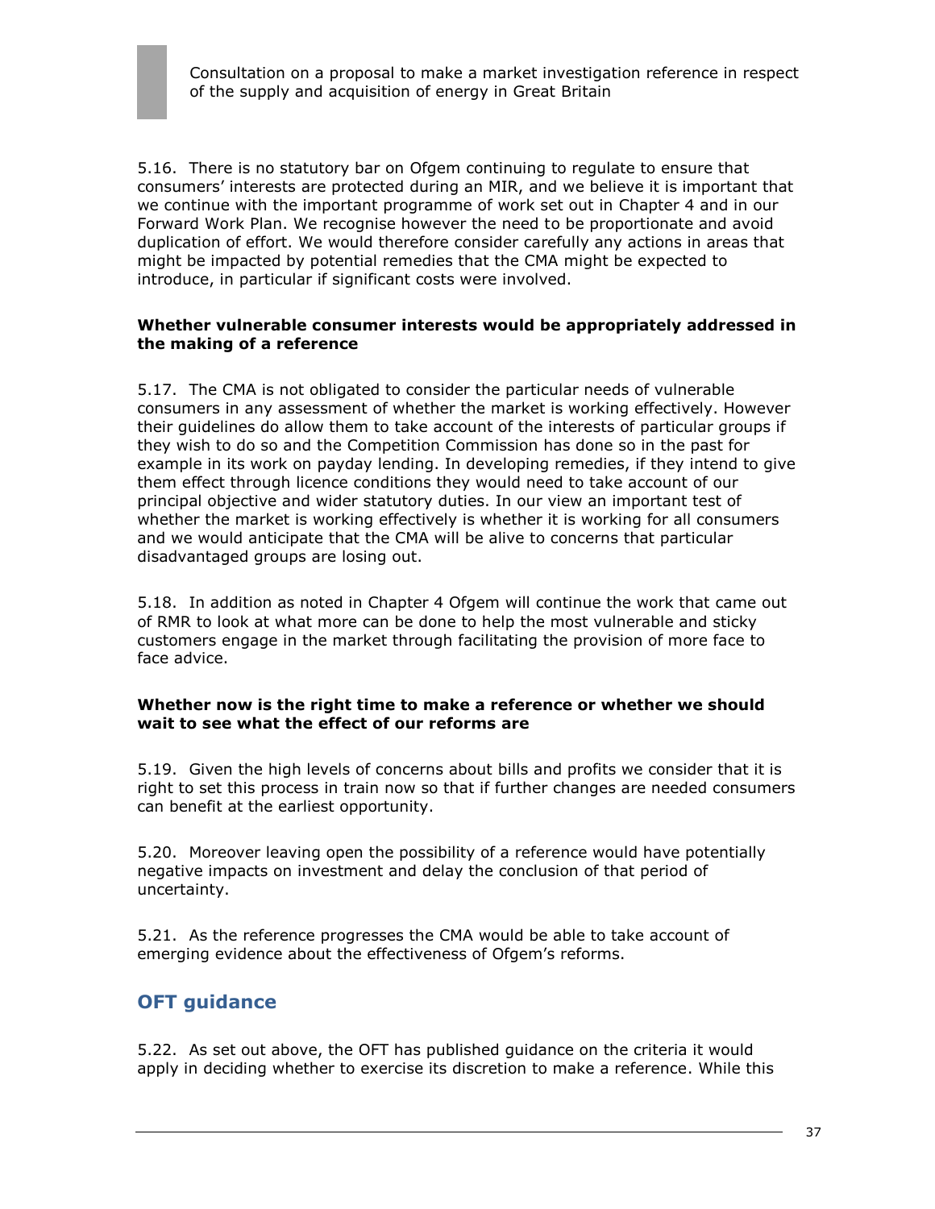5.16. There is no statutory bar on Ofgem continuing to regulate to ensure that consumers' interests are protected during an MIR, and we believe it is important that we continue with the important programme of work set out in Chapter 4 and in our Forward Work Plan. We recognise however the need to be proportionate and avoid duplication of effort. We would therefore consider carefully any actions in areas that might be impacted by potential remedies that the CMA might be expected to introduce, in particular if significant costs were involved.

**Whether vulnerable consumer interests would be appropriately addressed in the making of a reference**

5.17. The CMA is not obligated to consider the particular needs of vulnerable consumers in any assessment of whether the market is working effectively. However their guidelines do allow them to take account of the interests of particular groups if they wish to do so and the Competition Commission has done so in the past for example in its work on payday lending. In developing remedies, if they intend to give them effect through licence conditions they would need to take account of our principal objective and wider statutory duties. In our view an important test of whether the market is working effectively is whether it is working for all consumers and we would anticipate that the CMA will be alive to concerns that particular disadvantaged groups are losing out.

5.18. In addition as noted in Chapter 4 Ofgem will continue the work that came out of RMR to look at what more can be done to help the most vulnerable and sticky customers engage in the market through facilitating the provision of more face to face advice.

**Whether now is the right time to make a reference or whether we should wait to see what the effect of our reforms are**

5.19. Given the high levels of concerns about bills and profits we consider that it is right to set this process in train now so that if further changes are needed consumers can benefit at the earliest opportunity.

5.20. Moreover leaving open the possibility of a reference would have potentially negative impacts on investment and delay the conclusion of that period of uncertainty.

5.21. As the reference progresses the CMA would be able to take account of emerging evidence about the effectiveness of Ofgem's reforms.

## OFT guidance

5.22. As set out above, the OFT has published guidance on the criteria it would apply in deciding whether to exercise its discretion to make a reference. While this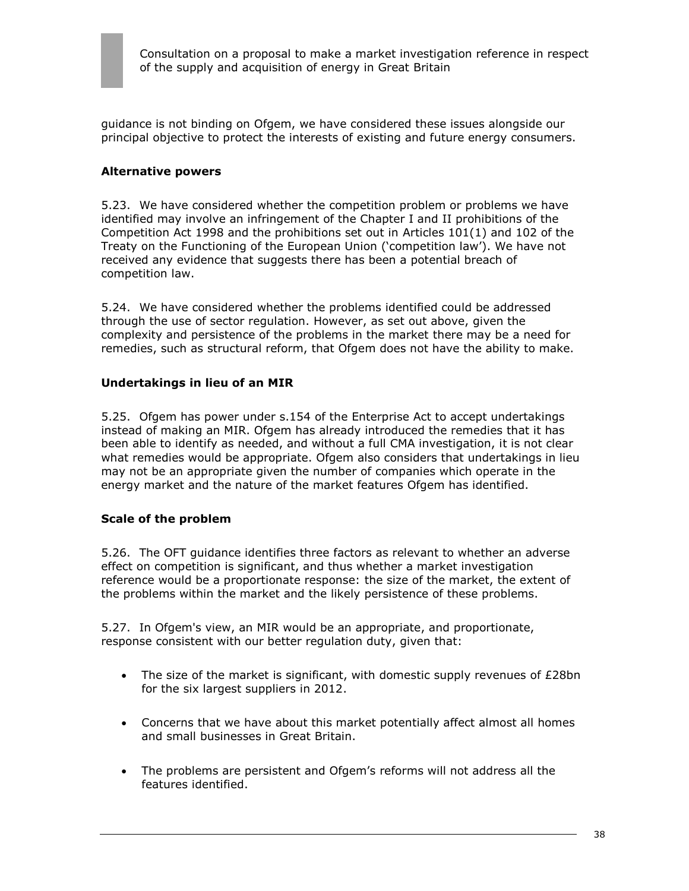guidance is not binding on Ofgem, we have considered these issues alongside our principal objective to protect the interests of existing and future energy consumers.

### Alternative powers

5.23. We have considered whether the competition problem or problems we have identified may involve an infringement of the Chapter I and II prohibitions of the Competition Act 1998 and the prohibitions set out in Articles 101(1) and 102 of the Treaty on the Functioning of the European Union ('competition law'). We have not received any evidence that suggests there has been a potential breach of competition law.

5.24. We have considered whether the problems identified could be addressed through the use of sector regulation. However, as set out above, given the complexity and persistence of the problems in the market there may be a need for remedies, such as structural reform, that Ofgem does not have the ability to make.

### Undertakings in lieu of an MIR

5.25. Ofgem has power under s.154 of the Enterprise Act to accept undertakings instead of making an MIR. Ofgem has already introduced the remedies that it has been able to identify as needed, and without a full CMA investigation, it is not clear what remedies would be appropriate. Ofgem also considers that undertakings in lieu may not be an appropriate given the number of companies which operate in the energy market and the nature of the market features Ofgem has identified.

### Scale of the problem

5.26. The OFT guidance identifies three factors as relevant to whether an adverse effect on competition is significant, and thus whether a market investigation reference would be a proportionate response: the size of the market, the extent of the problems within the market and the likely persistence of these problems.

5.27. In Ofgem's view, an MIR would be an appropriate, and proportionate, response consistent with our better regulation duty, given that:

- The size of the market is significant, with domestic supply revenues of £28bn for the six largest suppliers in 2012.
- Concerns that we have about this market potentially affect almost all homes and small businesses in Great Britain.
- The problems are persistent and Ofgem's reforms will not address all the features identified.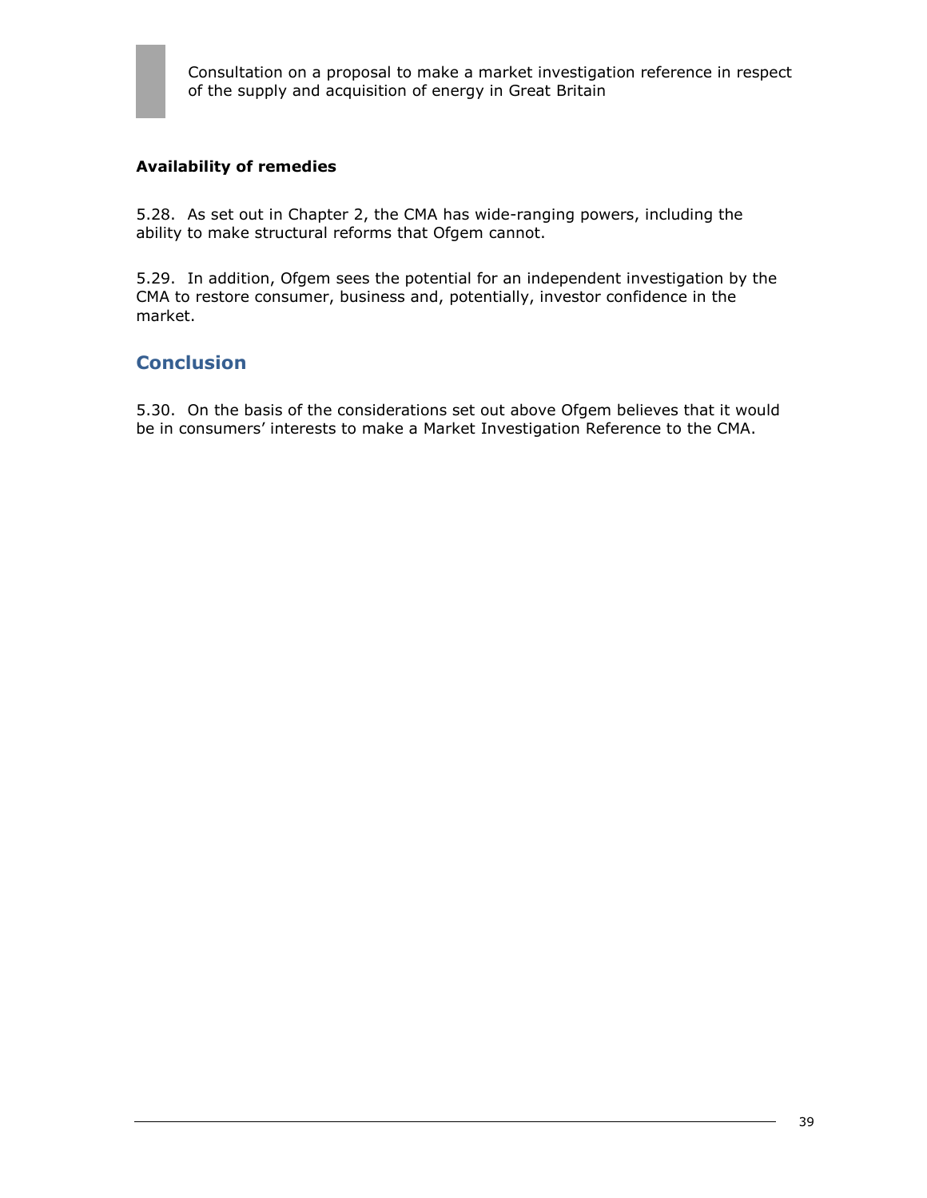**Availability of remedies**

5.28. As set out in Chapter 2, the CMA has wide-ranging powers, including the ability to make structural reforms that Ofgem cannot.

5.29. In addition, Ofgem sees the potential for an independent investigation by the CMA to restore consumer, business and, potentially, investor confidence in the market.

## Conclusion

5.30. On the basis of the considerations set out above Ofgem believes that it would be in consumers' interests to make a Market Investigation Reference to the CMA.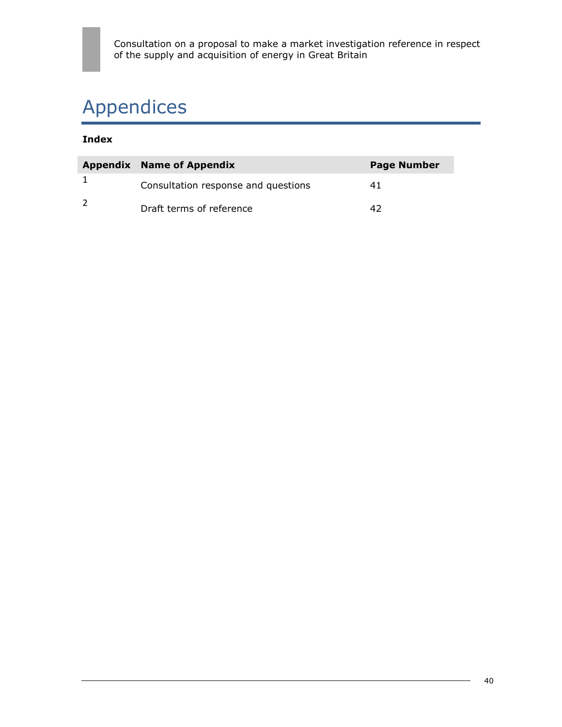# Appendices

**Index**

| Appendix | Name of Appendix | Page Number |
|---|---|---|
| 1 | Consultation response and questions | 41 |
| 2 | Draft terms of reference | 42 |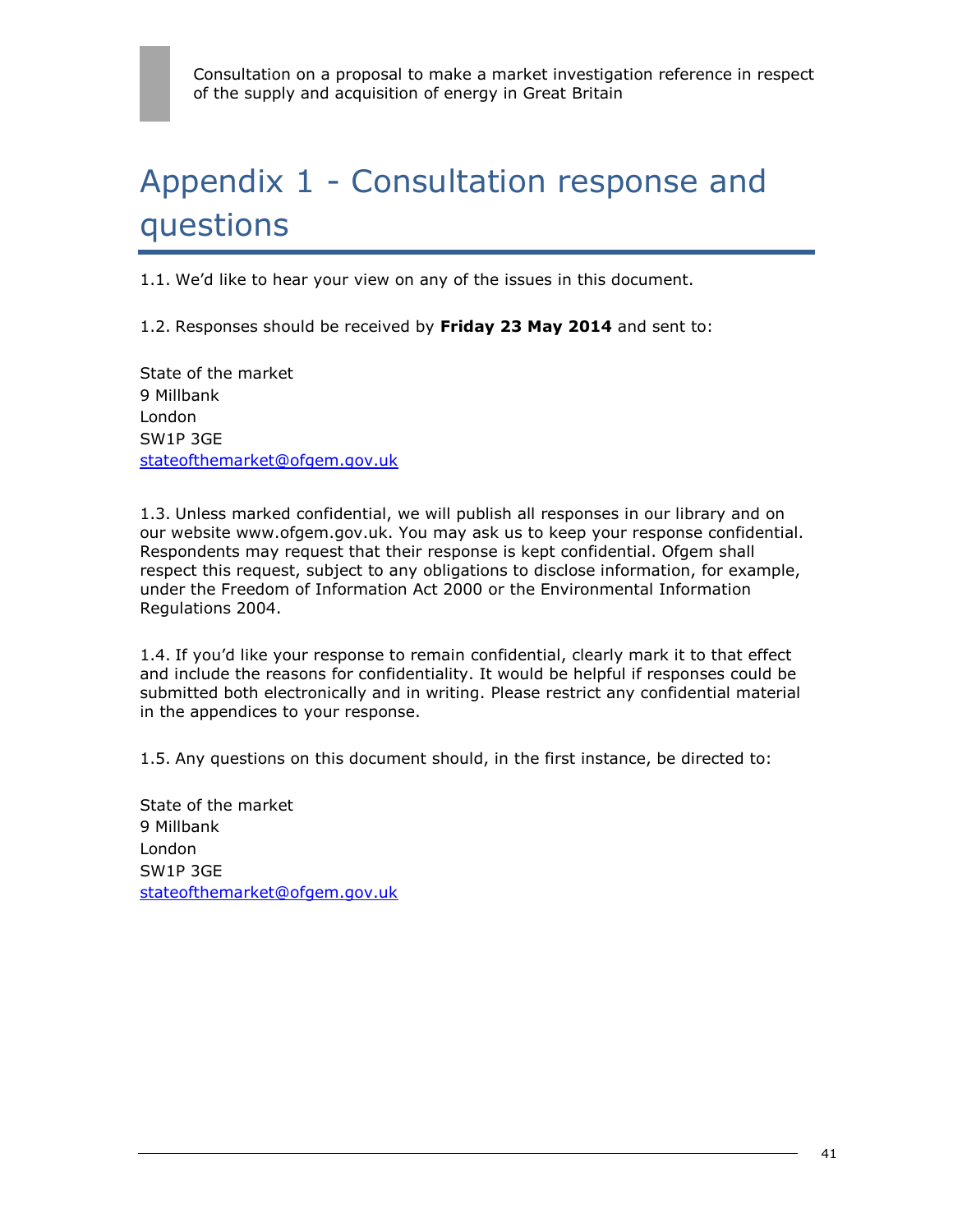# Appendix 1 - Consultation response and questions

1.1. We'd like to hear your view on any of the issues in this document.

1.2. Responses should be received by **Friday 23 May 2014** and sent to:

State of the market
9 Millbank
London
SW1P 3GE
stateofthemarket@ofgem.gov.uk

1.3. Unless marked confidential, we will publish all responses in our library and on our website www.ofgem.gov.uk. You may ask us to keep your response confidential. Respondents may request that their response is kept confidential. Ofgem shall respect this request, subject to any obligations to disclose information, for example, under the Freedom of Information Act 2000 or the Environmental Information Regulations 2004.

1.4. If you'd like your response to remain confidential, clearly mark it to that effect and include the reasons for confidentiality. It would be helpful if responses could be submitted both electronically and in writing. Please restrict any confidential material in the appendices to your response.

1.5. Any questions on this document should, in the first instance, be directed to:

State of the market
9 Millbank
London
SW1P 3GE
stateofthemarket@ofgem.gov.uk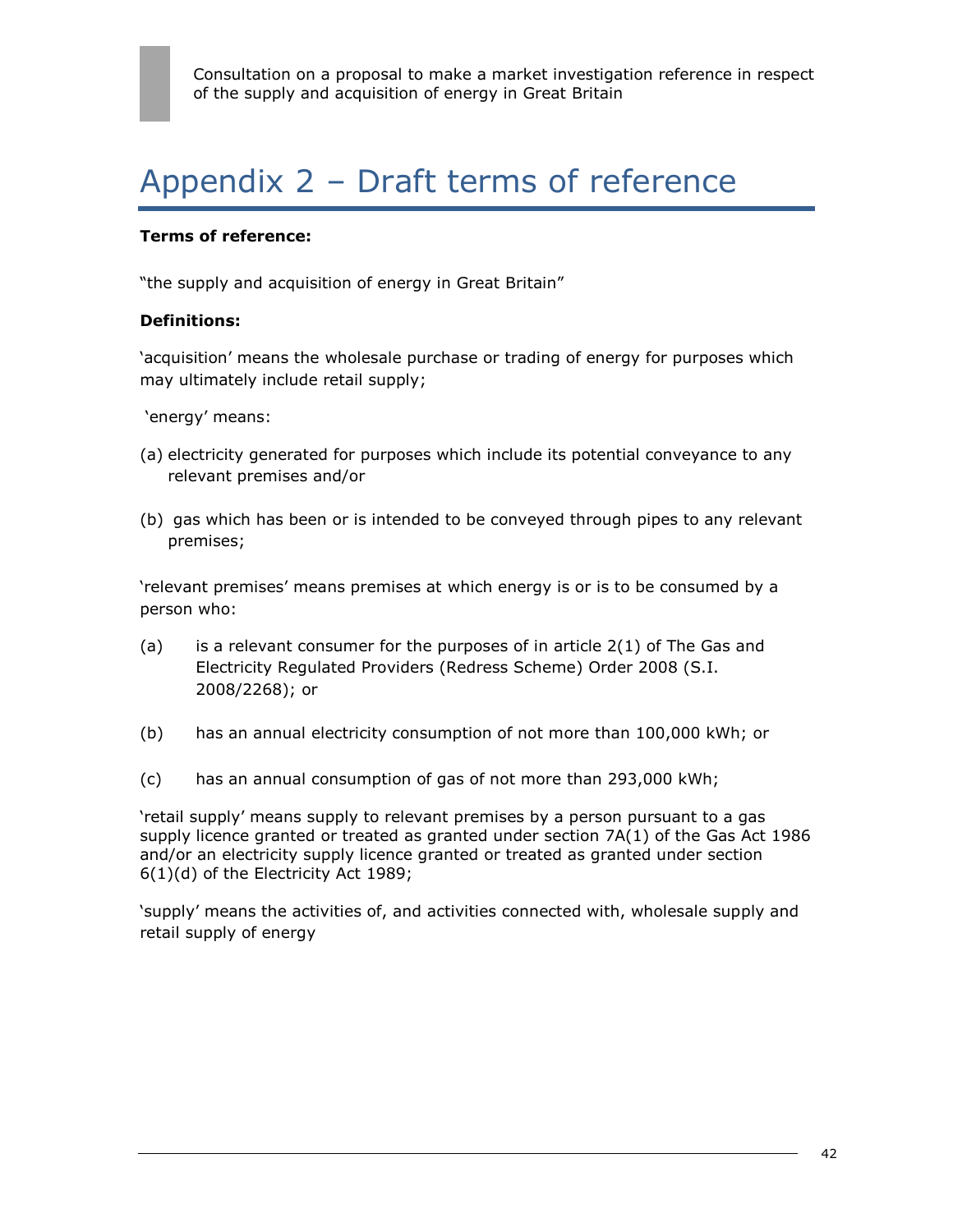# Appendix 2 – Draft terms of reference

**Terms of reference:**

"the supply and acquisition of energy in Great Britain"

**Definitions:**

'acquisition' means the wholesale purchase or trading of energy for purposes which may ultimately include retail supply;

'energy' means:

(a) electricity generated for purposes which include its potential conveyance to any relevant premises and/or

(b) gas which has been or is intended to be conveyed through pipes to any relevant premises;

'relevant premises' means premises at which energy is or is to be consumed by a person who:

(a) is a relevant consumer for the purposes of in article 2(1) of The Gas and Electricity Regulated Providers (Redress Scheme) Order 2008 (S.I. 2008/2268); or

(b) has an annual electricity consumption of not more than 100,000 kWh; or

(c) has an annual consumption of gas of not more than 293,000 kWh;

'retail supply' means supply to relevant premises by a person pursuant to a gas supply licence granted or treated as granted under section 7A(1) of the Gas Act 1986 and/or an electricity supply licence granted or treated as granted under section 6(1)(d) of the Electricity Act 1989;

'supply' means the activities of, and activities connected with, wholesale supply and retail supply of energy